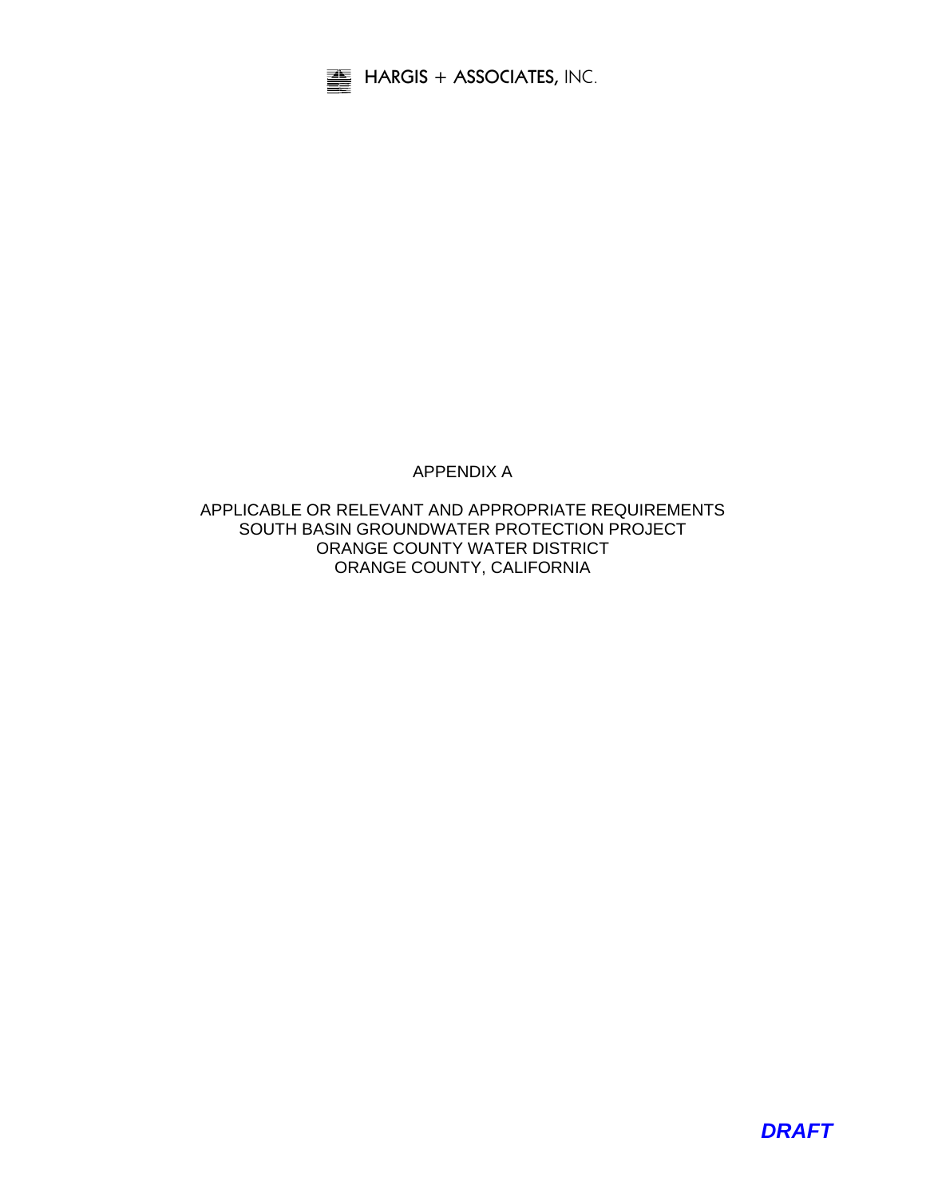HARGIS + ASSOCIATES, INC.

# APPENDIX A

## APPLICABLE OR RELEVANT AND APPROPRIATE REQUIREMENTS
## SOUTH BASIN GROUNDWATER PROTECTION PROJECT
## ORANGE COUNTY WATER DISTRICT
## ORANGE COUNTY, CALIFORNIA

***DRAFT***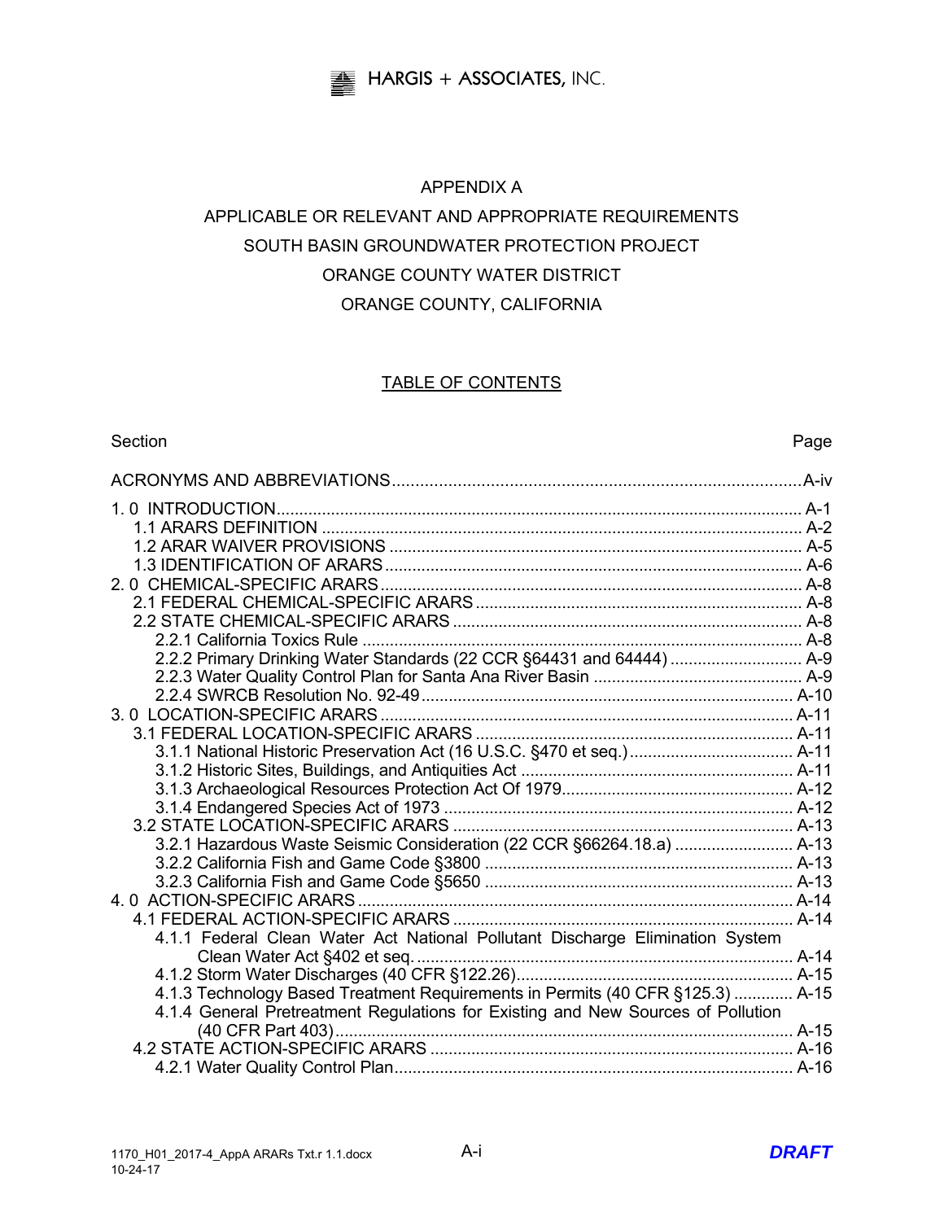HARGIS + ASSOCIATES, INC.

# APPENDIX A

# APPLICABLE OR RELEVANT AND APPROPRIATE REQUIREMENTS
# SOUTH BASIN GROUNDWATER PROTECTION PROJECT
# ORANGE COUNTY WATER DISTRICT
# ORANGE COUNTY, CALIFORNIA

## TABLE OF CONTENTS

| Section | Page |
|---|---|
| ACRONYMS AND ABBREVIATIONS | A-iv |
| 1. 0 INTRODUCTION | A-1 |
| 1.1 ARARS DEFINITION | A-2 |
| 1.2 ARAR WAIVER PROVISIONS | A-5 |
| 1.3 IDENTIFICATION OF ARARS | A-6 |
| 2. 0 CHEMICAL-SPECIFIC ARARS | A-8 |
| 2.1 FEDERAL CHEMICAL-SPECIFIC ARARS | A-8 |
| 2.2 STATE CHEMICAL-SPECIFIC ARARS | A-8 |
| 2.2.1 California Toxics Rule | A-8 |
| 2.2.2 Primary Drinking Water Standards (22 CCR §64431 and 64444) | A-9 |
| 2.2.3 Water Quality Control Plan for Santa Ana River Basin | A-9 |
| 2.2.4 SWRCB Resolution No. 92-49 | A-10 |
| 3. 0 LOCATION-SPECIFIC ARARS | A-11 |
| 3.1 FEDERAL LOCATION-SPECIFIC ARARS | A-11 |
| 3.1.1 National Historic Preservation Act (16 U.S.C. §470 et seq.) | A-11 |
| 3.1.2 Historic Sites, Buildings, and Antiquities Act | A-11 |
| 3.1.3 Archaeological Resources Protection Act Of 1979 | A-12 |
| 3.1.4 Endangered Species Act of 1973 | A-12 |
| 3.2 STATE LOCATION-SPECIFIC ARARS | A-13 |
| 3.2.1 Hazardous Waste Seismic Consideration (22 CCR §66264.18.a) | A-13 |
| 3.2.2 California Fish and Game Code §3800 | A-13 |
| 3.2.3 California Fish and Game Code §5650 | A-13 |
| 4. 0 ACTION-SPECIFIC ARARS | A-14 |
| 4.1 FEDERAL ACTION-SPECIFIC ARARS | A-14 |
| 4.1.1 Federal Clean Water Act National Pollutant Discharge Elimination System Clean Water Act §402 et seq. | A-14 |
| 4.1.2 Storm Water Discharges (40 CFR §122.26) | A-15 |
| 4.1.3 Technology Based Treatment Requirements in Permits (40 CFR §125.3) | A-15 |
| 4.1.4 General Pretreatment Regulations for Existing and New Sources of Pollution (40 CFR Part 403) | A-15 |
| 4.2 STATE ACTION-SPECIFIC ARARS | A-16 |
| 4.2.1 Water Quality Control Plan | A-16 |

1170_H01_2017-4_AppA ARARs Txt.r 1.1.docx
10-24-17

***DRAFT***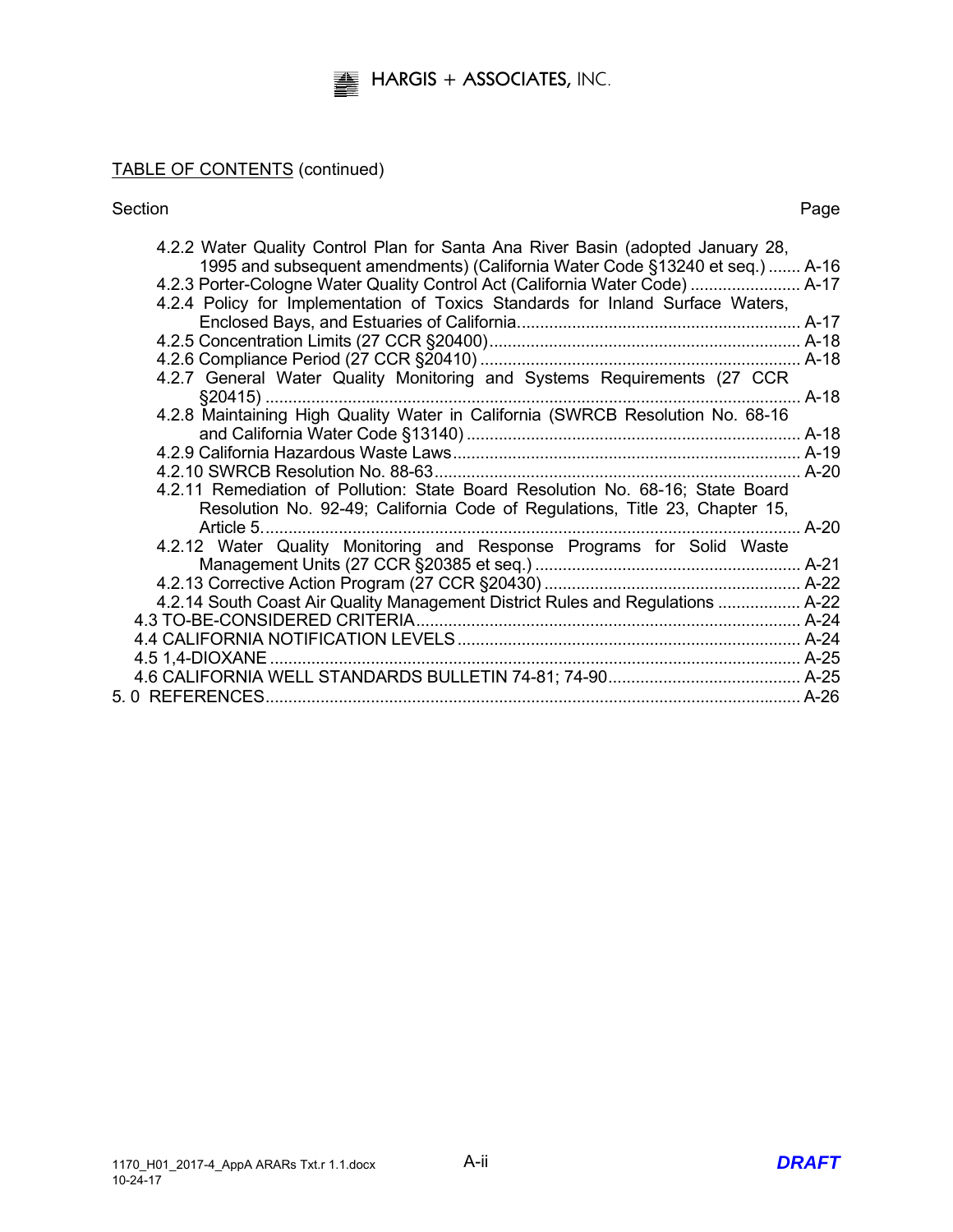TABLE OF CONTENTS (continued)

| Section | Page |
|---|---|
| 4.2.2 Water Quality Control Plan for Santa Ana River Basin (adopted January 28, 1995 and subsequent amendments) (California Water Code §13240 et seq.) | A-16 |
| 4.2.3 Porter-Cologne Water Quality Control Act (California Water Code) | A-17 |
| 4.2.4 Policy for Implementation of Toxics Standards for Inland Surface Waters, Enclosed Bays, and Estuaries of California | A-17 |
| 4.2.5 Concentration Limits (27 CCR §20400) | A-18 |
| 4.2.6 Compliance Period (27 CCR §20410) | A-18 |
| 4.2.7 General Water Quality Monitoring and Systems Requirements (27 CCR §20415) | A-18 |
| 4.2.8 Maintaining High Quality Water in California (SWRCB Resolution No. 68-16 and California Water Code §13140) | A-18 |
| 4.2.9 California Hazardous Waste Laws | A-19 |
| 4.2.10 SWRCB Resolution No. 88-63 | A-20 |
| 4.2.11 Remediation of Pollution: State Board Resolution No. 68-16; State Board Resolution No. 92-49; California Code of Regulations, Title 23, Chapter 15, Article 5 | A-20 |
| 4.2.12 Water Quality Monitoring and Response Programs for Solid Waste Management Units (27 CCR §20385 et seq.) | A-21 |
| 4.2.13 Corrective Action Program (27 CCR §20430) | A-22 |
| 4.2.14 South Coast Air Quality Management District Rules and Regulations | A-22 |
| 4.3 TO-BE-CONSIDERED CRITERIA | A-24 |
| 4.4 CALIFORNIA NOTIFICATION LEVELS | A-24 |
| 4.5 1,4-DIOXANE | A-25 |
| 4.6 CALIFORNIA WELL STANDARDS BULLETIN 74-81; 74-90 | A-25 |
| 5. 0 REFERENCES | A-26 |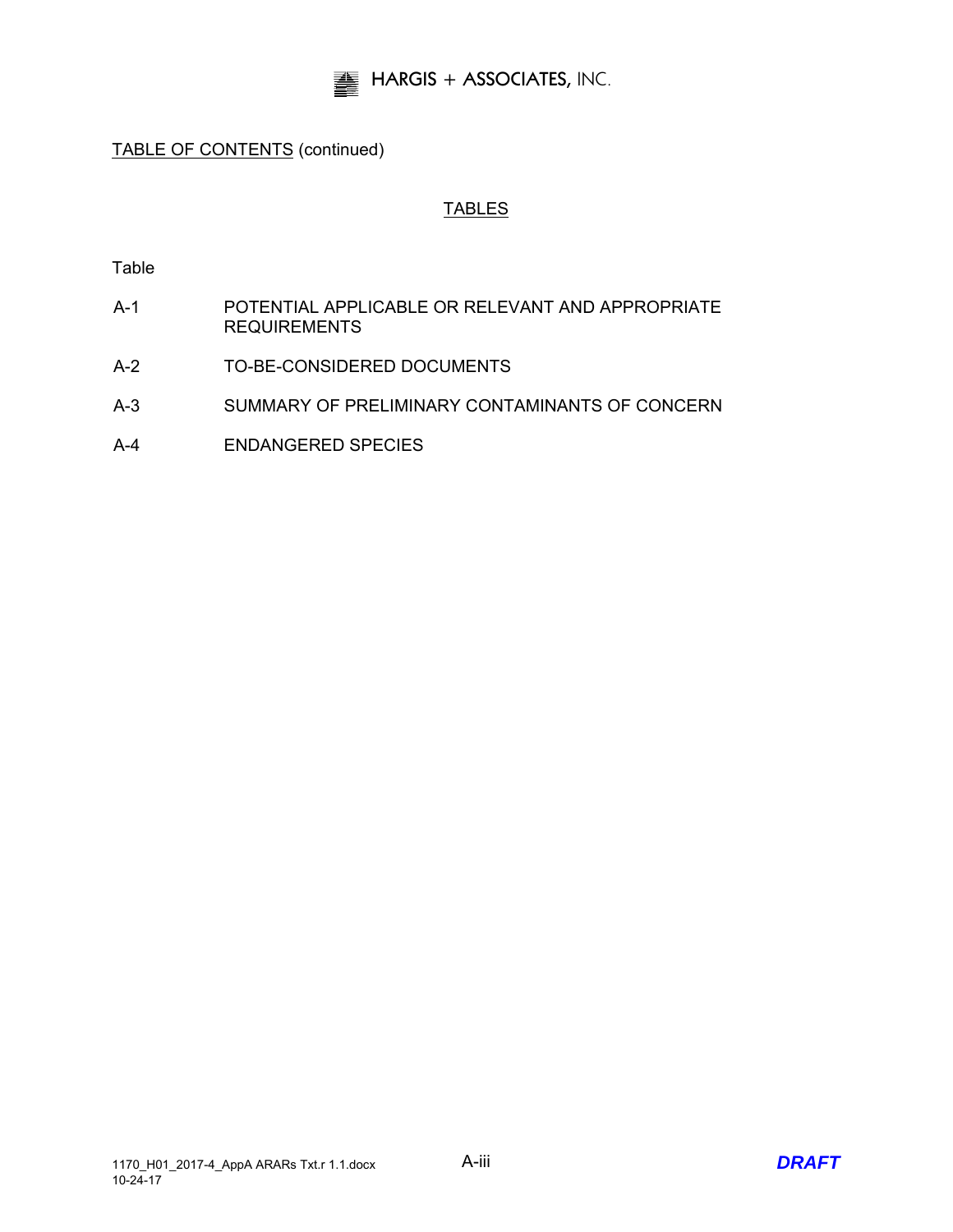TABLE OF CONTENTS (continued)

## TABLES

| Table | |
|---|---|
| A-1 | POTENTIAL APPLICABLE OR RELEVANT AND APPROPRIATE REQUIREMENTS |
| A-2 | TO-BE-CONSIDERED DOCUMENTS |
| A-3 | SUMMARY OF PRELIMINARY CONTAMINANTS OF CONCERN |
| A-4 | ENDANGERED SPECIES |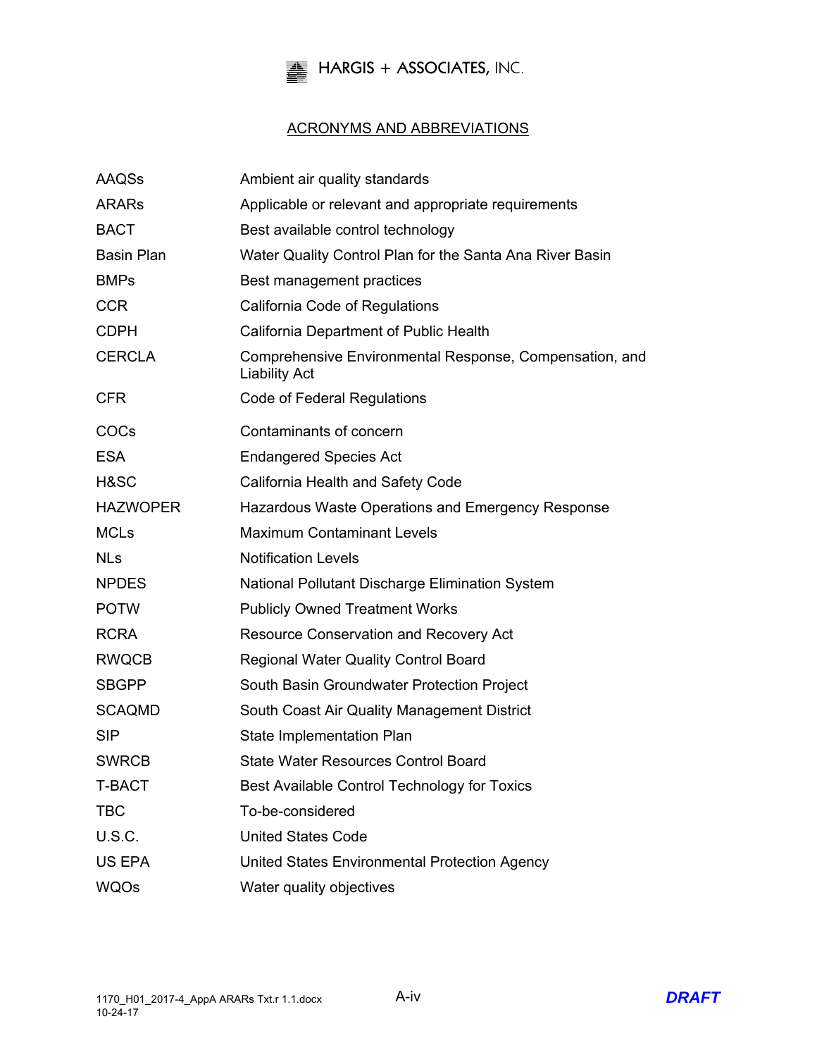## ACRONYMS AND ABBREVIATIONS

| | |
|---|---|
| AAQSs | Ambient air quality standards |
| ARARs | Applicable or relevant and appropriate requirements |
| BACT | Best available control technology |
| Basin Plan | Water Quality Control Plan for the Santa Ana River Basin |
| BMPs | Best management practices |
| CCR | California Code of Regulations |
| CDPH | California Department of Public Health |
| CERCLA | Comprehensive Environmental Response, Compensation, and Liability Act |
| CFR | Code of Federal Regulations |
| COCs | Contaminants of concern |
| ESA | Endangered Species Act |
| H&SC | California Health and Safety Code |
| HAZWOPER | Hazardous Waste Operations and Emergency Response |
| MCLs | Maximum Contaminant Levels |
| NLs | Notification Levels |
| NPDES | National Pollutant Discharge Elimination System |
| POTW | Publicly Owned Treatment Works |
| RCRA | Resource Conservation and Recovery Act |
| RWQCB | Regional Water Quality Control Board |
| SBGPP | South Basin Groundwater Protection Project |
| SCAQMD | South Coast Air Quality Management District |
| SIP | State Implementation Plan |
| SWRCB | State Water Resources Control Board |
| T-BACT | Best Available Control Technology for Toxics |
| TBC | To-be-considered |
| U.S.C. | United States Code |
| US EPA | United States Environmental Protection Agency |
| WQOs | Water quality objectives |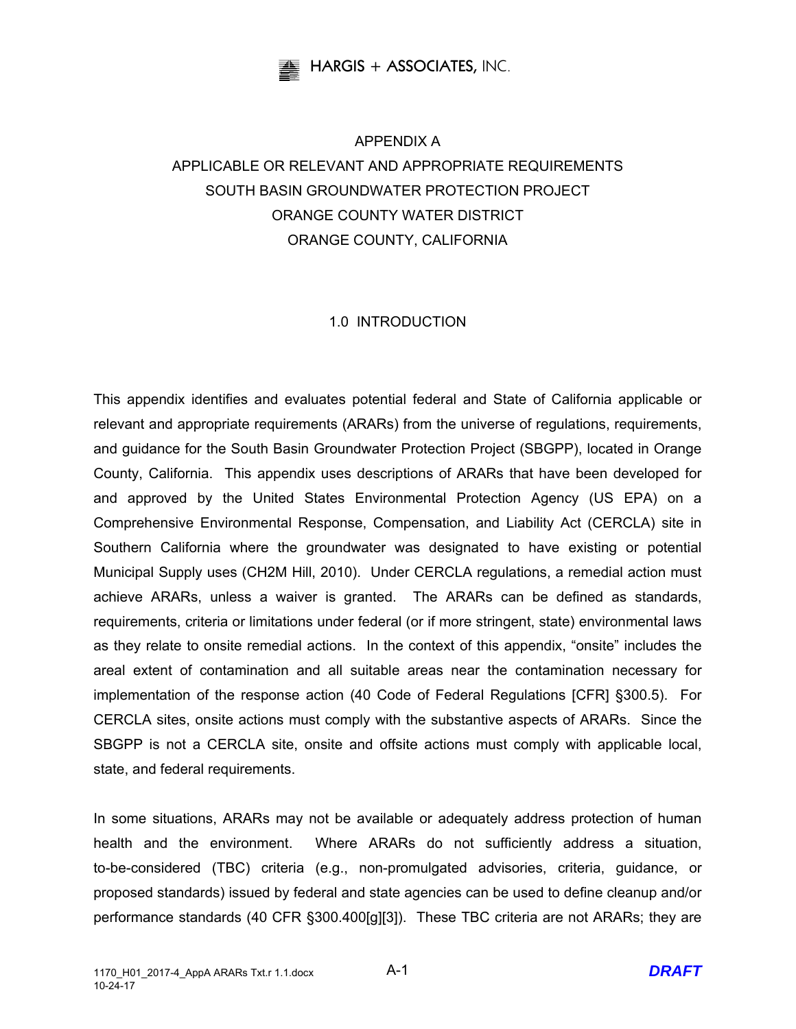# APPENDIX A
# APPLICABLE OR RELEVANT AND APPROPRIATE REQUIREMENTS
# SOUTH BASIN GROUNDWATER PROTECTION PROJECT
# ORANGE COUNTY WATER DISTRICT
# ORANGE COUNTY, CALIFORNIA

## 1.0 INTRODUCTION

This appendix identifies and evaluates potential federal and State of California applicable or relevant and appropriate requirements (ARARs) from the universe of regulations, requirements, and guidance for the South Basin Groundwater Protection Project (SBGPP), located in Orange County, California. This appendix uses descriptions of ARARs that have been developed for and approved by the United States Environmental Protection Agency (US EPA) on a Comprehensive Environmental Response, Compensation, and Liability Act (CERCLA) site in Southern California where the groundwater was designated to have existing or potential Municipal Supply uses (CH2M Hill, 2010). Under CERCLA regulations, a remedial action must achieve ARARs, unless a waiver is granted. The ARARs can be defined as standards, requirements, criteria or limitations under federal (or if more stringent, state) environmental laws as they relate to onsite remedial actions. In the context of this appendix, "onsite" includes the areal extent of contamination and all suitable areas near the contamination necessary for implementation of the response action (40 Code of Federal Regulations [CFR] §300.5). For CERCLA sites, onsite actions must comply with the substantive aspects of ARARs. Since the SBGPP is not a CERCLA site, onsite and offsite actions must comply with applicable local, state, and federal requirements.

In some situations, ARARs may not be available or adequately address protection of human health and the environment. Where ARARs do not sufficiently address a situation, to-be-considered (TBC) criteria (e.g., non-promulgated advisories, criteria, guidance, or proposed standards) issued by federal and state agencies can be used to define cleanup and/or performance standards (40 CFR §300.400[g][3]). These TBC criteria are not ARARs; they are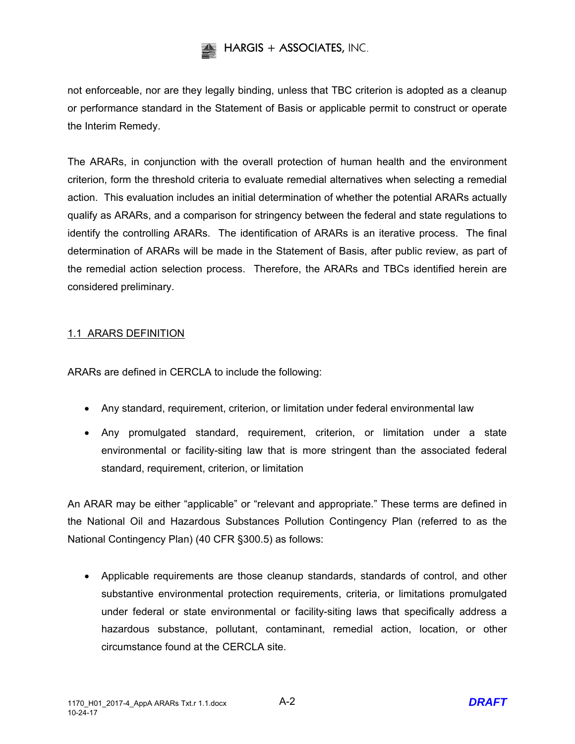not enforceable, nor are they legally binding, unless that TBC criterion is adopted as a cleanup or performance standard in the Statement of Basis or applicable permit to construct or operate the Interim Remedy.

The ARARs, in conjunction with the overall protection of human health and the environment criterion, form the threshold criteria to evaluate remedial alternatives when selecting a remedial action. This evaluation includes an initial determination of whether the potential ARARs actually qualify as ARARs, and a comparison for stringency between the federal and state regulations to identify the controlling ARARs. The identification of ARARs is an iterative process. The final determination of ARARs will be made in the Statement of Basis, after public review, as part of the remedial action selection process. Therefore, the ARARs and TBCs identified herein are considered preliminary.

## 1.1 ARARS DEFINITION

ARARs are defined in CERCLA to include the following:

- Any standard, requirement, criterion, or limitation under federal environmental law
- Any promulgated standard, requirement, criterion, or limitation under a state environmental or facility-siting law that is more stringent than the associated federal standard, requirement, criterion, or limitation

An ARAR may be either "applicable" or "relevant and appropriate." These terms are defined in the National Oil and Hazardous Substances Pollution Contingency Plan (referred to as the National Contingency Plan) (40 CFR §300.5) as follows:

- Applicable requirements are those cleanup standards, standards of control, and other substantive environmental protection requirements, criteria, or limitations promulgated under federal or state environmental or facility-siting laws that specifically address a hazardous substance, pollutant, contaminant, remedial action, location, or other circumstance found at the CERCLA site.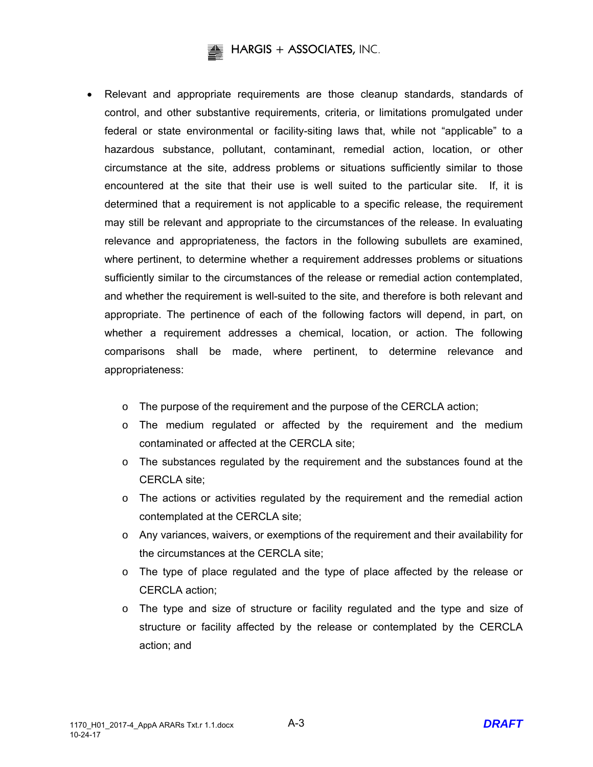- Relevant and appropriate requirements are those cleanup standards, standards of control, and other substantive requirements, criteria, or limitations promulgated under federal or state environmental or facility-siting laws that, while not "applicable" to a hazardous substance, pollutant, contaminant, remedial action, location, or other circumstance at the site, address problems or situations sufficiently similar to those encountered at the site that their use is well suited to the particular site. If, it is determined that a requirement is not applicable to a specific release, the requirement may still be relevant and appropriate to the circumstances of the release. In evaluating relevance and appropriateness, the factors in the following subullets are examined, where pertinent, to determine whether a requirement addresses problems or situations sufficiently similar to the circumstances of the release or remedial action contemplated, and whether the requirement is well-suited to the site, and therefore is both relevant and appropriate. The pertinence of each of the following factors will depend, in part, on whether a requirement addresses a chemical, location, or action. The following comparisons shall be made, where pertinent, to determine relevance and appropriateness:

  - The purpose of the requirement and the purpose of the CERCLA action;
  - The medium regulated or affected by the requirement and the medium contaminated or affected at the CERCLA site;
  - The substances regulated by the requirement and the substances found at the CERCLA site;
  - The actions or activities regulated by the requirement and the remedial action contemplated at the CERCLA site;
  - Any variances, waivers, or exemptions of the requirement and their availability for the circumstances at the CERCLA site;
  - The type of place regulated and the type of place affected by the release or CERCLA action;
  - The type and size of structure or facility regulated and the type and size of structure or facility affected by the release or contemplated by the CERCLA action; and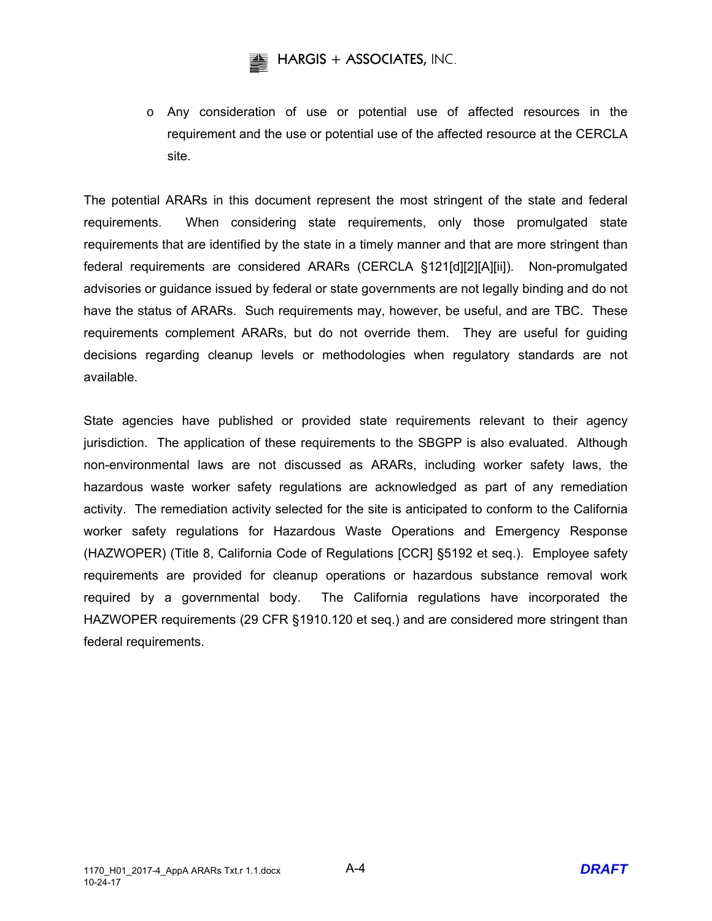- o Any consideration of use or potential use of affected resources in the requirement and the use or potential use of the affected resource at the CERCLA site.

The potential ARARs in this document represent the most stringent of the state and federal requirements. When considering state requirements, only those promulgated state requirements that are identified by the state in a timely manner and that are more stringent than federal requirements are considered ARARs (CERCLA §121[d][2][A][ii]). Non-promulgated advisories or guidance issued by federal or state governments are not legally binding and do not have the status of ARARs. Such requirements may, however, be useful, and are TBC. These requirements complement ARARs, but do not override them. They are useful for guiding decisions regarding cleanup levels or methodologies when regulatory standards are not available.

State agencies have published or provided state requirements relevant to their agency jurisdiction. The application of these requirements to the SBGPP is also evaluated. Although non-environmental laws are not discussed as ARARs, including worker safety laws, the hazardous waste worker safety regulations are acknowledged as part of any remediation activity. The remediation activity selected for the site is anticipated to conform to the California worker safety regulations for Hazardous Waste Operations and Emergency Response (HAZWOPER) (Title 8, California Code of Regulations [CCR] §5192 et seq.). Employee safety requirements are provided for cleanup operations or hazardous substance removal work required by a governmental body. The California regulations have incorporated the HAZWOPER requirements (29 CFR §1910.120 et seq.) and are considered more stringent than federal requirements.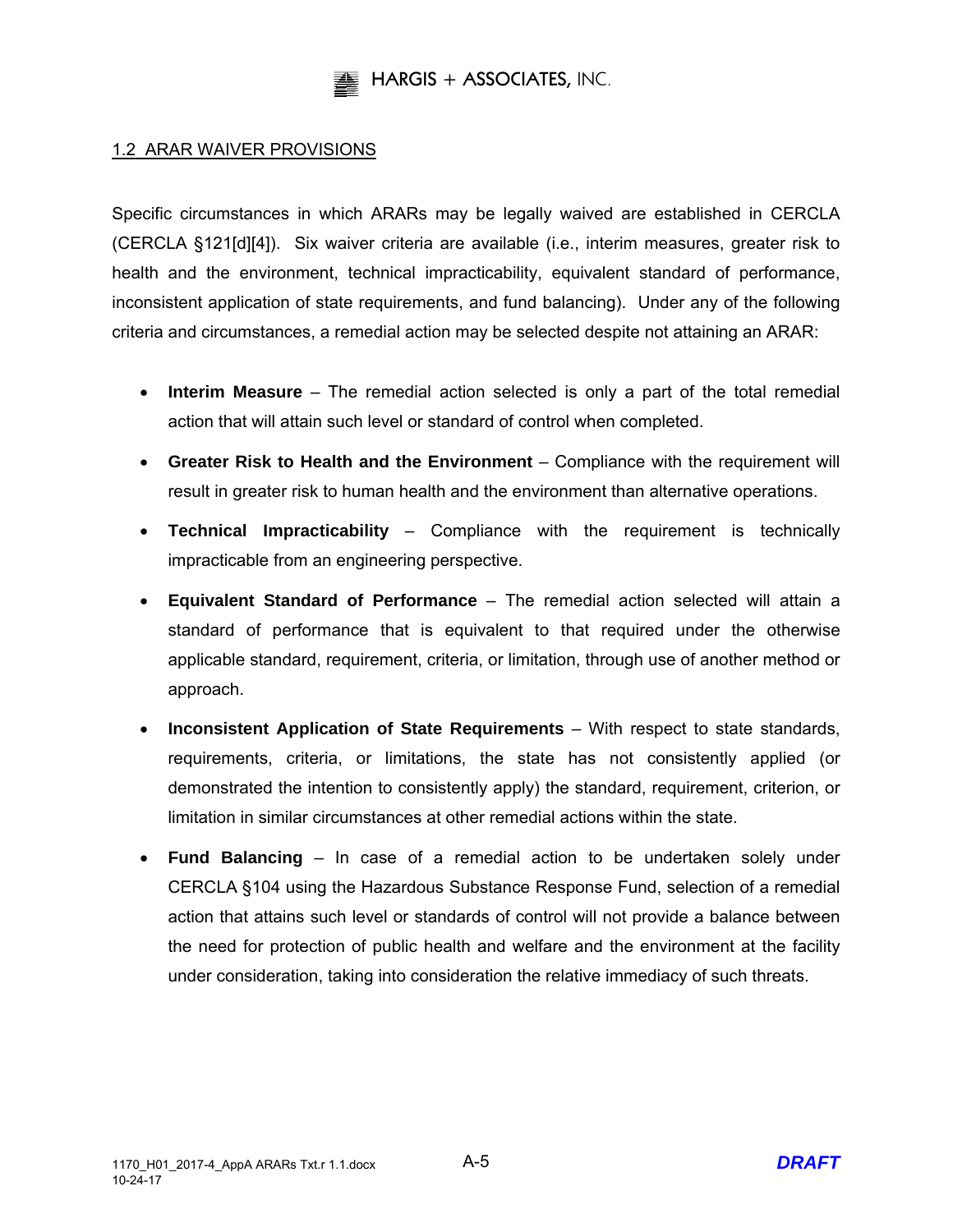## 1.2 ARAR WAIVER PROVISIONS

Specific circumstances in which ARARs may be legally waived are established in CERCLA (CERCLA §121[d][4]). Six waiver criteria are available (i.e., interim measures, greater risk to health and the environment, technical impracticability, equivalent standard of performance, inconsistent application of state requirements, and fund balancing). Under any of the following criteria and circumstances, a remedial action may be selected despite not attaining an ARAR:

- **Interim Measure** – The remedial action selected is only a part of the total remedial action that will attain such level or standard of control when completed.
- **Greater Risk to Health and the Environment** – Compliance with the requirement will result in greater risk to human health and the environment than alternative operations.
- **Technical Impracticability** – Compliance with the requirement is technically impracticable from an engineering perspective.
- **Equivalent Standard of Performance** – The remedial action selected will attain a standard of performance that is equivalent to that required under the otherwise applicable standard, requirement, criteria, or limitation, through use of another method or approach.
- **Inconsistent Application of State Requirements** – With respect to state standards, requirements, criteria, or limitations, the state has not consistently applied (or demonstrated the intention to consistently apply) the standard, requirement, criterion, or limitation in similar circumstances at other remedial actions within the state.
- **Fund Balancing** – In case of a remedial action to be undertaken solely under CERCLA §104 using the Hazardous Substance Response Fund, selection of a remedial action that attains such level or standards of control will not provide a balance between the need for protection of public health and welfare and the environment at the facility under consideration, taking into consideration the relative immediacy of such threats.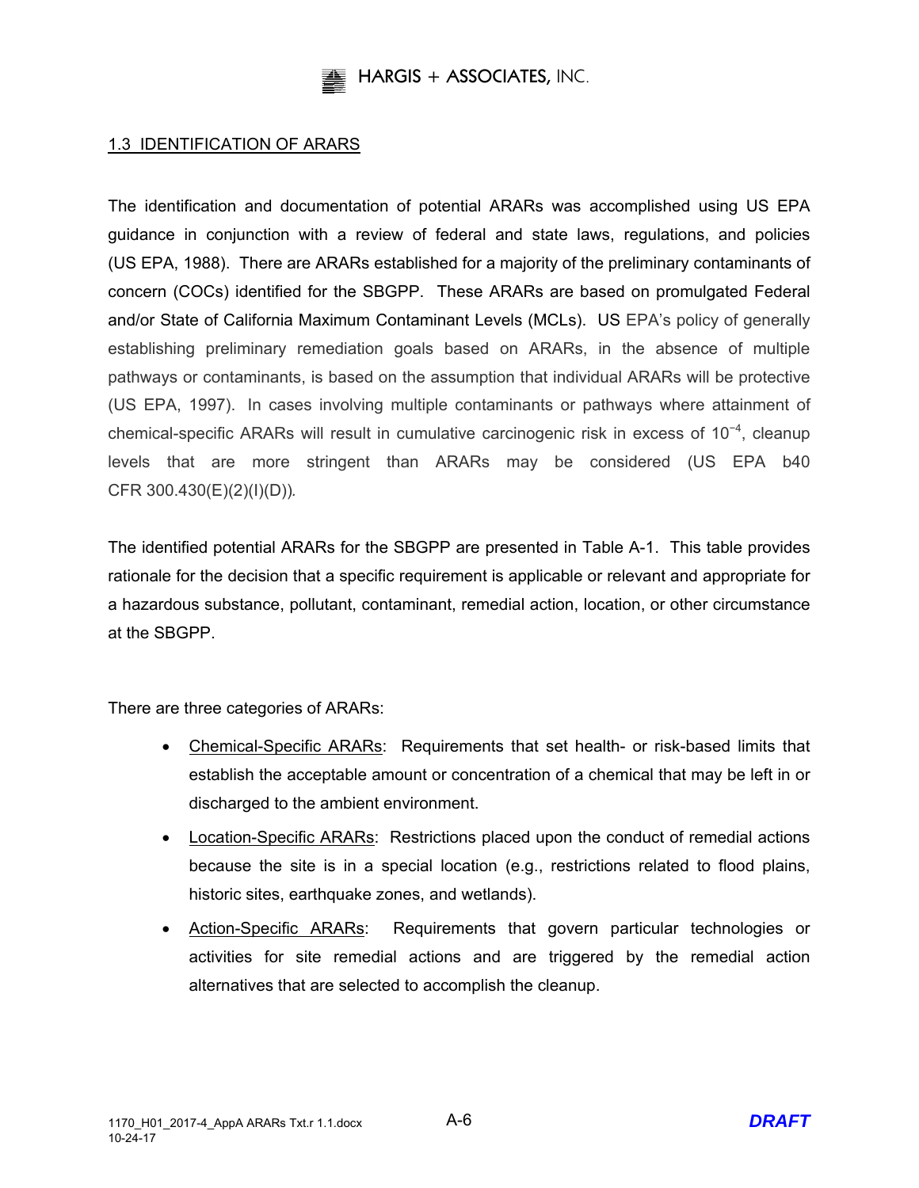## 1.3 IDENTIFICATION OF ARARS

The identification and documentation of potential ARARs was accomplished using US EPA guidance in conjunction with a review of federal and state laws, regulations, and policies (US EPA, 1988). There are ARARs established for a majority of the preliminary contaminants of concern (COCs) identified for the SBGPP. These ARARs are based on promulgated Federal and/or State of California Maximum Contaminant Levels (MCLs). US EPA's policy of generally establishing preliminary remediation goals based on ARARs, in the absence of multiple pathways or contaminants, is based on the assumption that individual ARARs will be protective (US EPA, 1997). In cases involving multiple contaminants or pathways where attainment of chemical-specific ARARs will result in cumulative carcinogenic risk in excess of $10^{-4}$, cleanup levels that are more stringent than ARARs may be considered (US EPA b40 CFR 300.430(E)(2)(I)(D)).

The identified potential ARARs for the SBGPP are presented in Table A-1. This table provides rationale for the decision that a specific requirement is applicable or relevant and appropriate for a hazardous substance, pollutant, contaminant, remedial action, location, or other circumstance at the SBGPP.

There are three categories of ARARs:

- Chemical-Specific ARARs: Requirements that set health- or risk-based limits that establish the acceptable amount or concentration of a chemical that may be left in or discharged to the ambient environment.
- Location-Specific ARARs: Restrictions placed upon the conduct of remedial actions because the site is in a special location (e.g., restrictions related to flood plains, historic sites, earthquake zones, and wetlands).
- Action-Specific ARARs: Requirements that govern particular technologies or activities for site remedial actions and are triggered by the remedial action alternatives that are selected to accomplish the cleanup.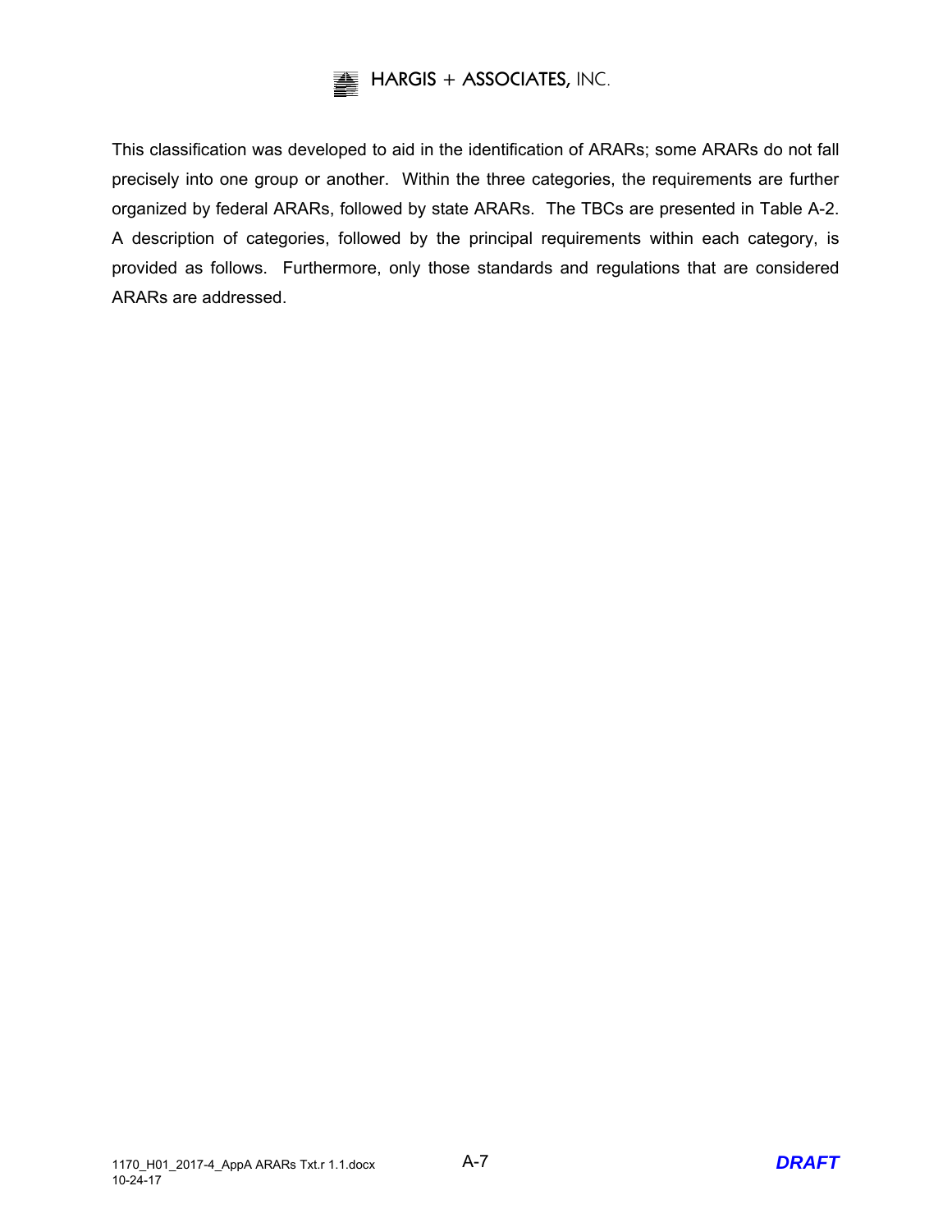This classification was developed to aid in the identification of ARARs; some ARARs do not fall precisely into one group or another. Within the three categories, the requirements are further organized by federal ARARs, followed by state ARARs. The TBCs are presented in Table A-2. A description of categories, followed by the principal requirements within each category, is provided as follows. Furthermore, only those standards and regulations that are considered ARARs are addressed.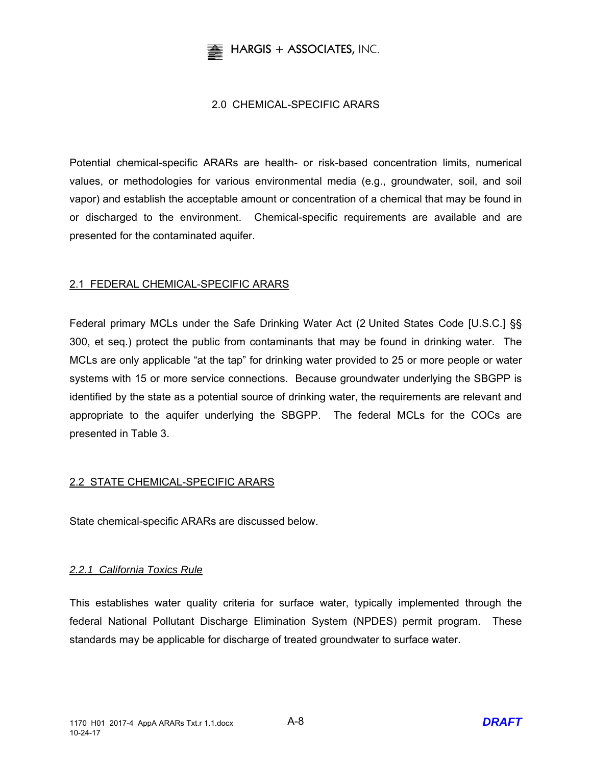## 2.0 CHEMICAL-SPECIFIC ARARS

Potential chemical-specific ARARs are health- or risk-based concentration limits, numerical values, or methodologies for various environmental media (e.g., groundwater, soil, and soil vapor) and establish the acceptable amount or concentration of a chemical that may be found in or discharged to the environment. Chemical-specific requirements are available and are presented for the contaminated aquifer.

### 2.1 FEDERAL CHEMICAL-SPECIFIC ARARS

Federal primary MCLs under the Safe Drinking Water Act (2 United States Code [U.S.C.] §§ 300, et seq.) protect the public from contaminants that may be found in drinking water. The MCLs are only applicable "at the tap" for drinking water provided to 25 or more people or water systems with 15 or more service connections. Because groundwater underlying the SBGPP is identified by the state as a potential source of drinking water, the requirements are relevant and appropriate to the aquifer underlying the SBGPP. The federal MCLs for the COCs are presented in Table 3.

### 2.2 STATE CHEMICAL-SPECIFIC ARARS

State chemical-specific ARARs are discussed below.

#### *2.2.1 California Toxics Rule*

This establishes water quality criteria for surface water, typically implemented through the federal National Pollutant Discharge Elimination System (NPDES) permit program. These standards may be applicable for discharge of treated groundwater to surface water.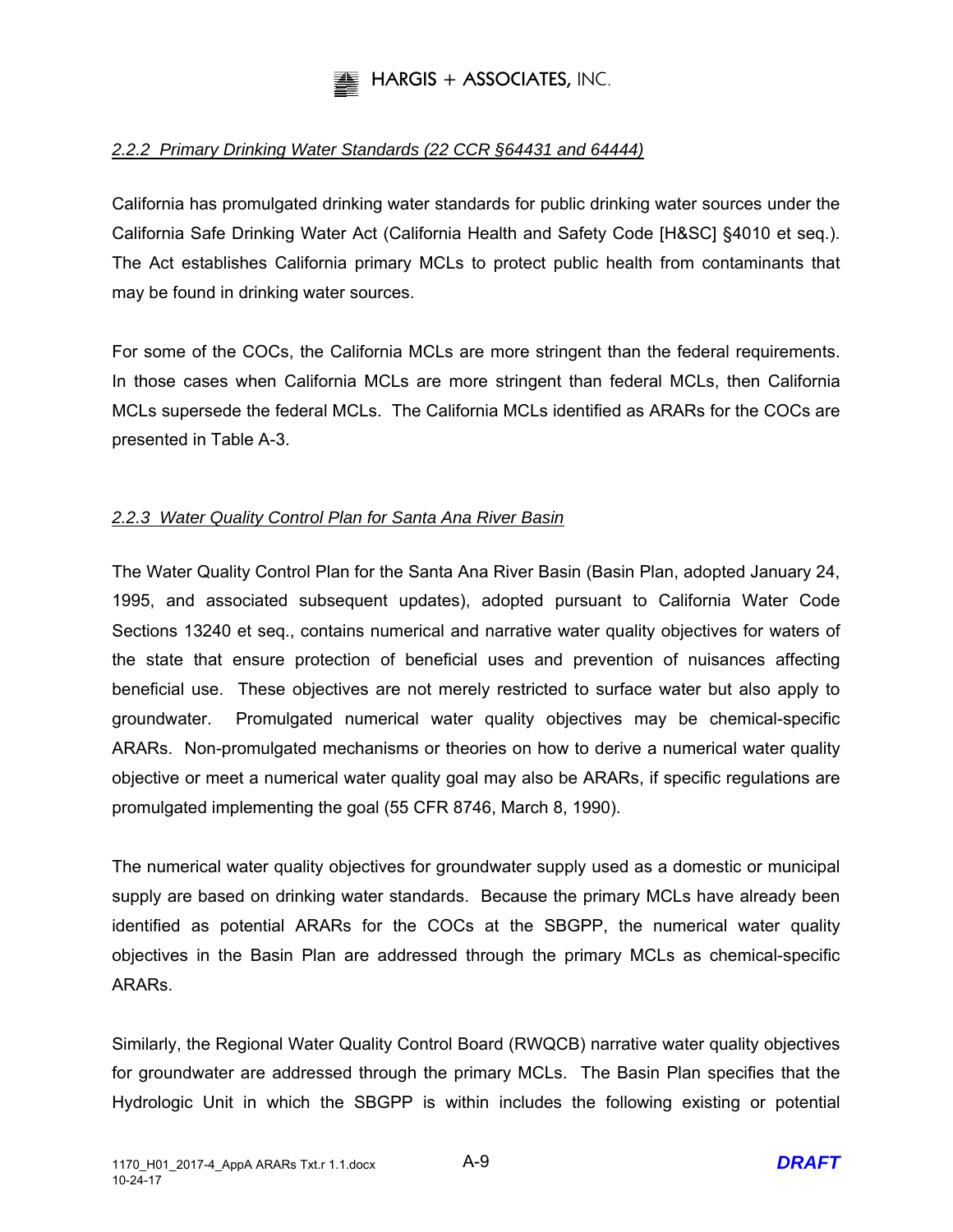### *2.2.2 Primary Drinking Water Standards (22 CCR §64431 and 64444)*

California has promulgated drinking water standards for public drinking water sources under the California Safe Drinking Water Act (California Health and Safety Code [H&SC] §4010 et seq.). The Act establishes California primary MCLs to protect public health from contaminants that may be found in drinking water sources.

For some of the COCs, the California MCLs are more stringent than the federal requirements. In those cases when California MCLs are more stringent than federal MCLs, then California MCLs supersede the federal MCLs. The California MCLs identified as ARARs for the COCs are presented in Table A-3.

### *2.2.3 Water Quality Control Plan for Santa Ana River Basin*

The Water Quality Control Plan for the Santa Ana River Basin (Basin Plan, adopted January 24, 1995, and associated subsequent updates), adopted pursuant to California Water Code Sections 13240 et seq., contains numerical and narrative water quality objectives for waters of the state that ensure protection of beneficial uses and prevention of nuisances affecting beneficial use. These objectives are not merely restricted to surface water but also apply to groundwater. Promulgated numerical water quality objectives may be chemical-specific ARARs. Non-promulgated mechanisms or theories on how to derive a numerical water quality objective or meet a numerical water quality goal may also be ARARs, if specific regulations are promulgated implementing the goal (55 CFR 8746, March 8, 1990).

The numerical water quality objectives for groundwater supply used as a domestic or municipal supply are based on drinking water standards. Because the primary MCLs have already been identified as potential ARARs for the COCs at the SBGPP, the numerical water quality objectives in the Basin Plan are addressed through the primary MCLs as chemical-specific ARARs.

Similarly, the Regional Water Quality Control Board (RWQCB) narrative water quality objectives for groundwater are addressed through the primary MCLs. The Basin Plan specifies that the Hydrologic Unit in which the SBGPP is within includes the following existing or potential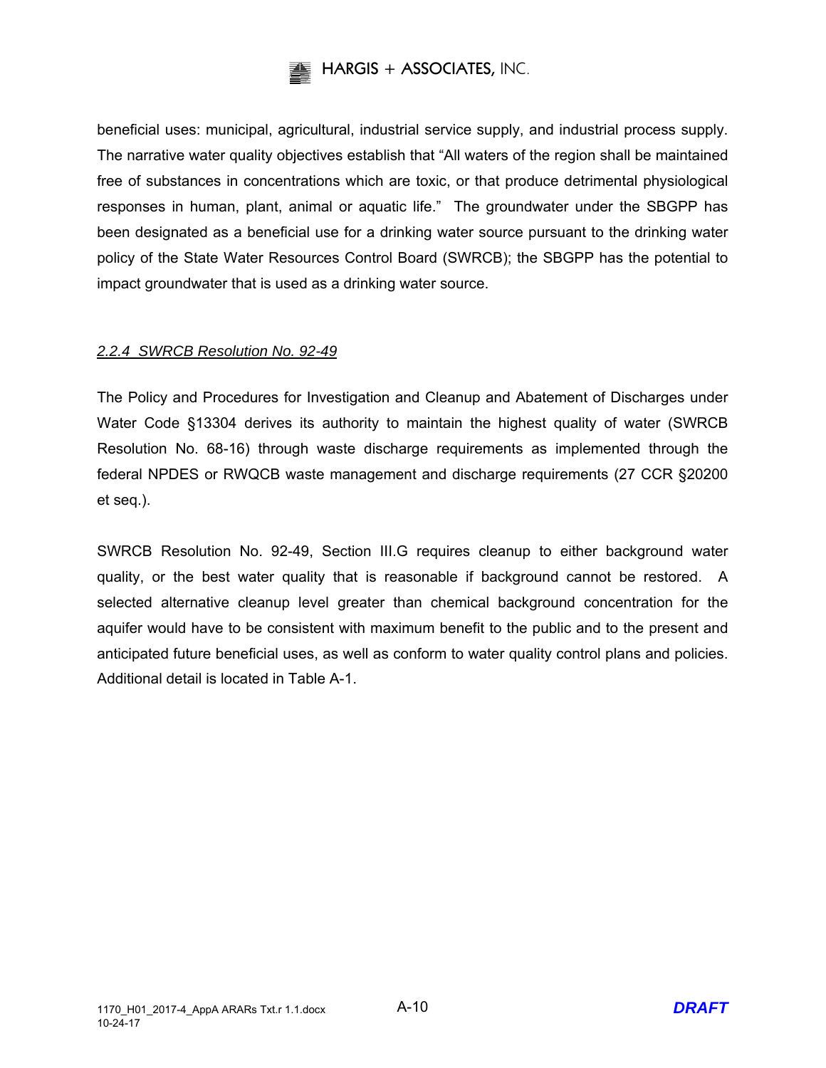beneficial uses: municipal, agricultural, industrial service supply, and industrial process supply. The narrative water quality objectives establish that "All waters of the region shall be maintained free of substances in concentrations which are toxic, or that produce detrimental physiological responses in human, plant, animal or aquatic life." The groundwater under the SBGPP has been designated as a beneficial use for a drinking water source pursuant to the drinking water policy of the State Water Resources Control Board (SWRCB); the SBGPP has the potential to impact groundwater that is used as a drinking water source.

#### *2.2.4 SWRCB Resolution No. 92-49*

The Policy and Procedures for Investigation and Cleanup and Abatement of Discharges under Water Code §13304 derives its authority to maintain the highest quality of water (SWRCB Resolution No. 68-16) through waste discharge requirements as implemented through the federal NPDES or RWQCB waste management and discharge requirements (27 CCR §20200 et seq.).

SWRCB Resolution No. 92-49, Section III.G requires cleanup to either background water quality, or the best water quality that is reasonable if background cannot be restored. A selected alternative cleanup level greater than chemical background concentration for the aquifer would have to be consistent with maximum benefit to the public and to the present and anticipated future beneficial uses, as well as conform to water quality control plans and policies. Additional detail is located in Table A-1.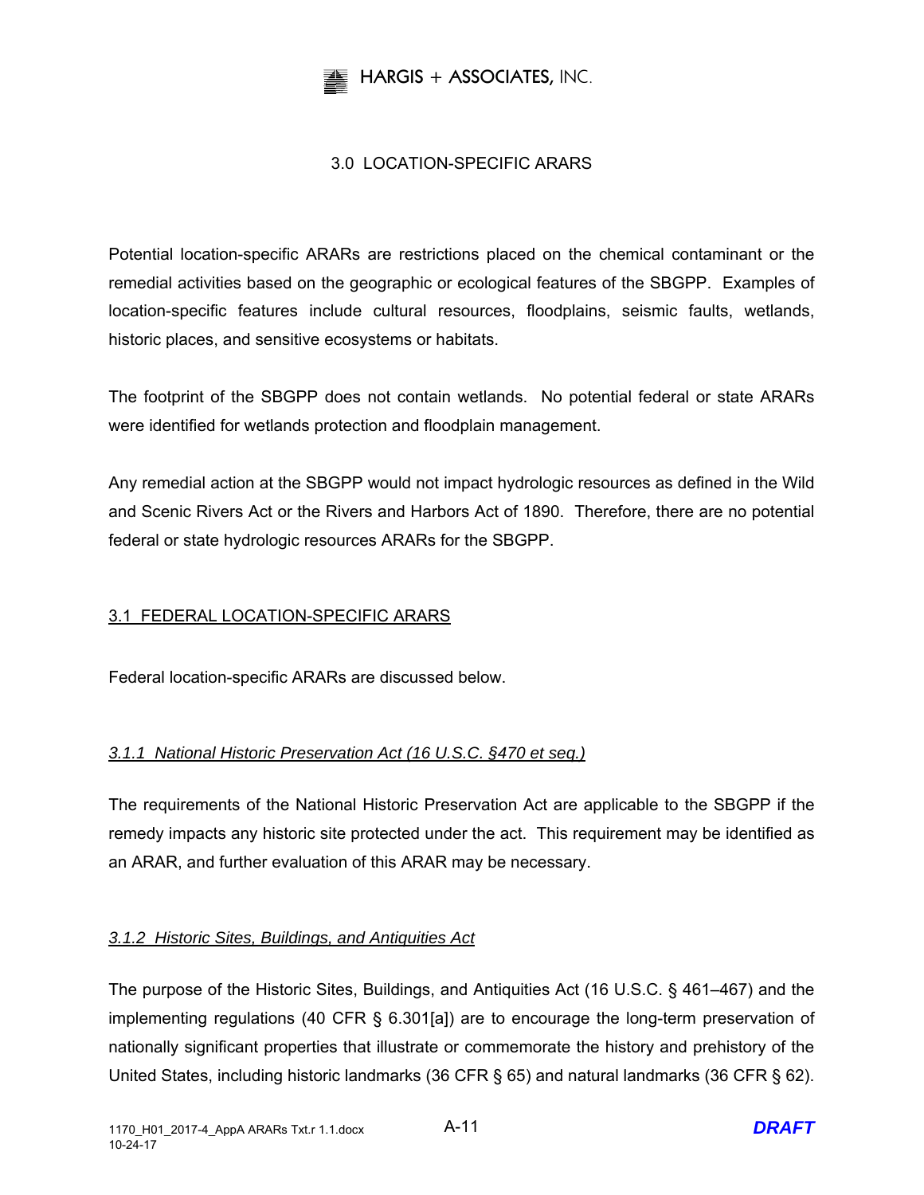# 3.0 LOCATION-SPECIFIC ARARS

Potential location-specific ARARs are restrictions placed on the chemical contaminant or the remedial activities based on the geographic or ecological features of the SBGPP. Examples of location-specific features include cultural resources, floodplains, seismic faults, wetlands, historic places, and sensitive ecosystems or habitats.

The footprint of the SBGPP does not contain wetlands. No potential federal or state ARARs were identified for wetlands protection and floodplain management.

Any remedial action at the SBGPP would not impact hydrologic resources as defined in the Wild and Scenic Rivers Act or the Rivers and Harbors Act of 1890. Therefore, there are no potential federal or state hydrologic resources ARARs for the SBGPP.

## 3.1 FEDERAL LOCATION-SPECIFIC ARARS

Federal location-specific ARARs are discussed below.

### *3.1.1 National Historic Preservation Act (16 U.S.C. §470 et seq.)*

The requirements of the National Historic Preservation Act are applicable to the SBGPP if the remedy impacts any historic site protected under the act. This requirement may be identified as an ARAR, and further evaluation of this ARAR may be necessary.

### *3.1.2 Historic Sites, Buildings, and Antiquities Act*

The purpose of the Historic Sites, Buildings, and Antiquities Act (16 U.S.C. § 461–467) and the implementing regulations (40 CFR § 6.301[a]) are to encourage the long-term preservation of nationally significant properties that illustrate or commemorate the history and prehistory of the United States, including historic landmarks (36 CFR § 65) and natural landmarks (36 CFR § 62).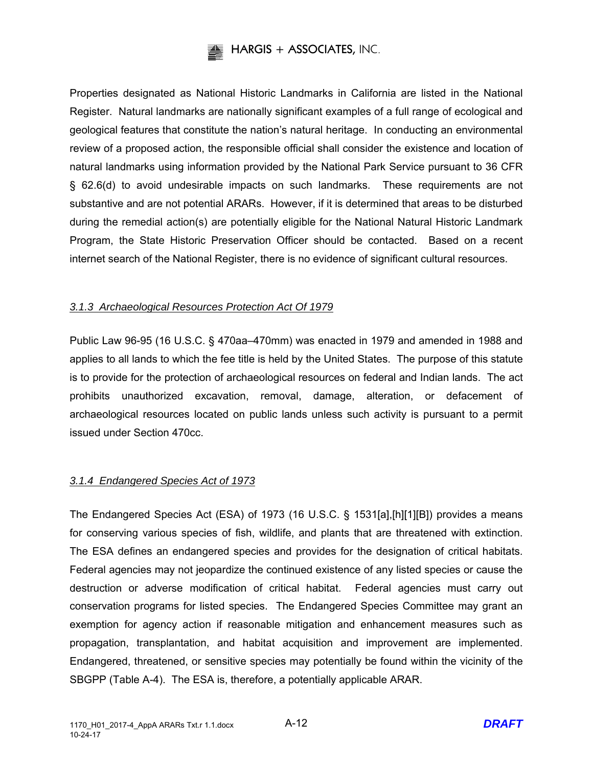Properties designated as National Historic Landmarks in California are listed in the National Register. Natural landmarks are nationally significant examples of a full range of ecological and geological features that constitute the nation's natural heritage. In conducting an environmental review of a proposed action, the responsible official shall consider the existence and location of natural landmarks using information provided by the National Park Service pursuant to 36 CFR § 62.6(d) to avoid undesirable impacts on such landmarks. These requirements are not substantive and are not potential ARARs. However, if it is determined that areas to be disturbed during the remedial action(s) are potentially eligible for the National Natural Historic Landmark Program, the State Historic Preservation Officer should be contacted. Based on a recent internet search of the National Register, there is no evidence of significant cultural resources.

### *3.1.3 Archaeological Resources Protection Act Of 1979*

Public Law 96-95 (16 U.S.C. § 470aa–470mm) was enacted in 1979 and amended in 1988 and applies to all lands to which the fee title is held by the United States. The purpose of this statute is to provide for the protection of archaeological resources on federal and Indian lands. The act prohibits unauthorized excavation, removal, damage, alteration, or defacement of archaeological resources located on public lands unless such activity is pursuant to a permit issued under Section 470cc.

### *3.1.4 Endangered Species Act of 1973*

The Endangered Species Act (ESA) of 1973 (16 U.S.C. § 1531[a],[h][1][B]) provides a means for conserving various species of fish, wildlife, and plants that are threatened with extinction. The ESA defines an endangered species and provides for the designation of critical habitats. Federal agencies may not jeopardize the continued existence of any listed species or cause the destruction or adverse modification of critical habitat. Federal agencies must carry out conservation programs for listed species. The Endangered Species Committee may grant an exemption for agency action if reasonable mitigation and enhancement measures such as propagation, transplantation, and habitat acquisition and improvement are implemented. Endangered, threatened, or sensitive species may potentially be found within the vicinity of the SBGPP (Table A-4). The ESA is, therefore, a potentially applicable ARAR.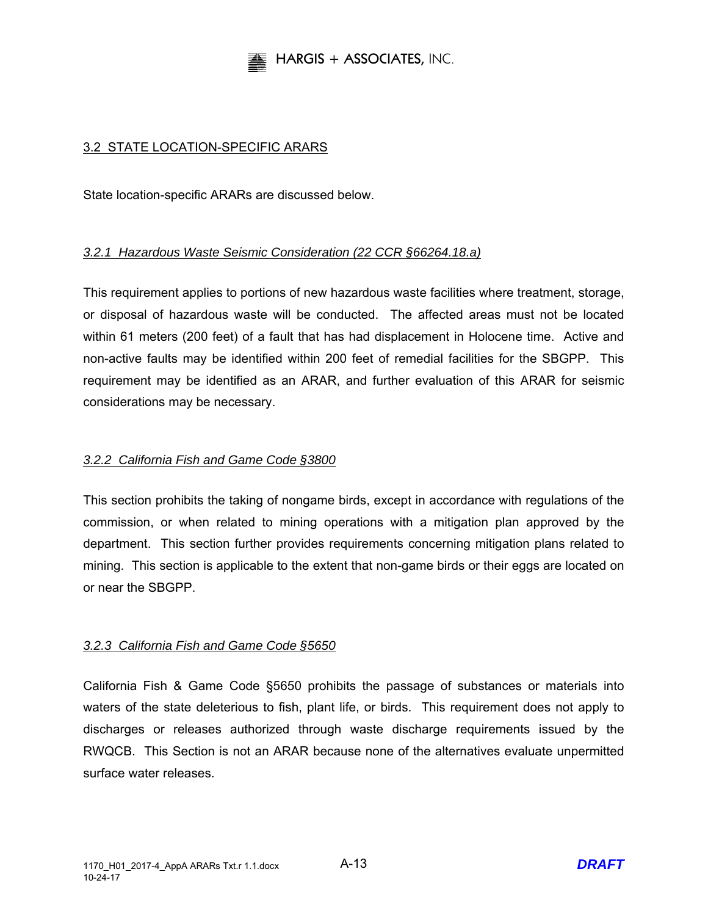## 3.2 STATE LOCATION-SPECIFIC ARARS

State location-specific ARARs are discussed below.

### *3.2.1 Hazardous Waste Seismic Consideration (22 CCR §66264.18.a)*

This requirement applies to portions of new hazardous waste facilities where treatment, storage, or disposal of hazardous waste will be conducted. The affected areas must not be located within 61 meters (200 feet) of a fault that has had displacement in Holocene time. Active and non-active faults may be identified within 200 feet of remedial facilities for the SBGPP. This requirement may be identified as an ARAR, and further evaluation of this ARAR for seismic considerations may be necessary.

### *3.2.2 California Fish and Game Code §3800*

This section prohibits the taking of nongame birds, except in accordance with regulations of the commission, or when related to mining operations with a mitigation plan approved by the department. This section further provides requirements concerning mitigation plans related to mining. This section is applicable to the extent that non-game birds or their eggs are located on or near the SBGPP.

### *3.2.3 California Fish and Game Code §5650*

California Fish & Game Code §5650 prohibits the passage of substances or materials into waters of the state deleterious to fish, plant life, or birds. This requirement does not apply to discharges or releases authorized through waste discharge requirements issued by the RWQCB. This Section is not an ARAR because none of the alternatives evaluate unpermitted surface water releases.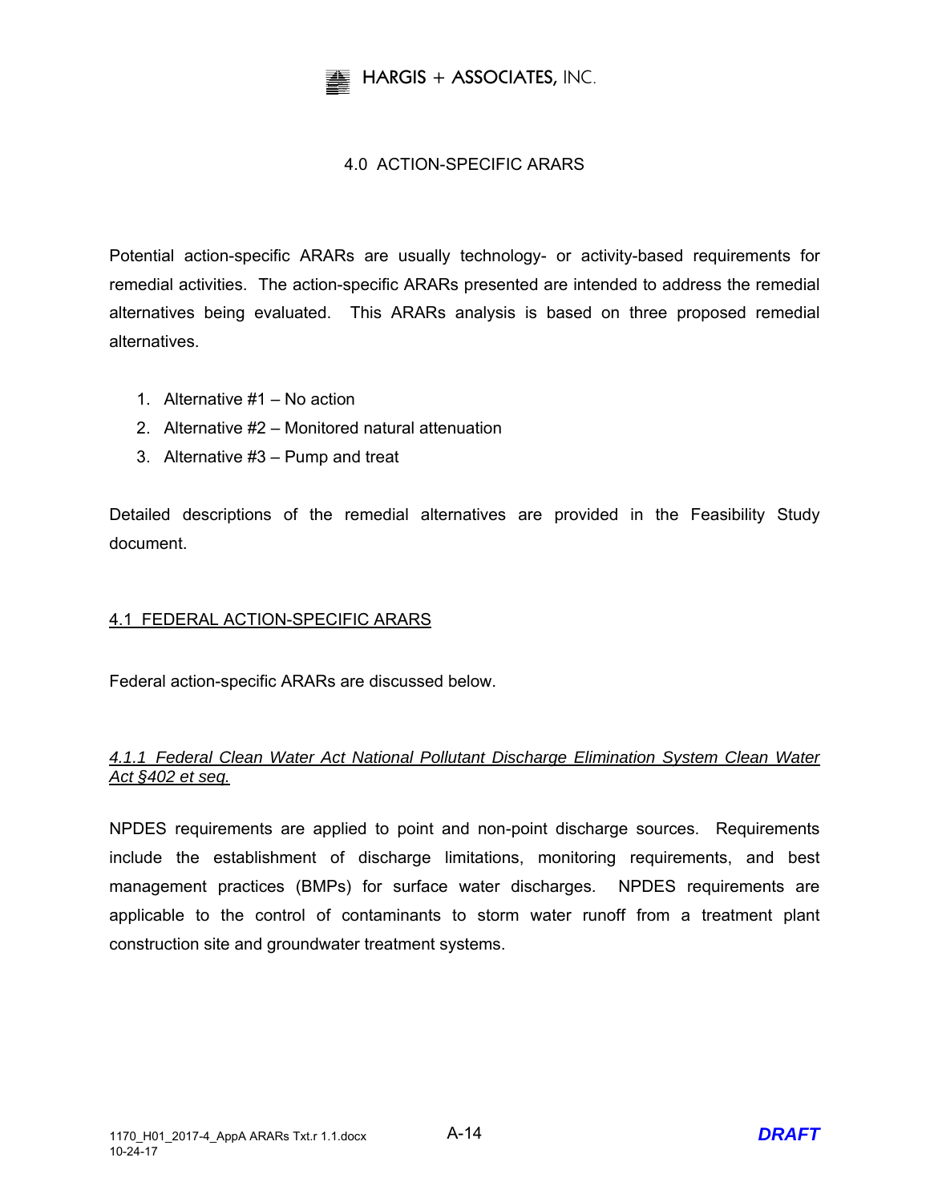# 4.0 ACTION-SPECIFIC ARARS

Potential action-specific ARARs are usually technology- or activity-based requirements for remedial activities. The action-specific ARARs presented are intended to address the remedial alternatives being evaluated. This ARARs analysis is based on three proposed remedial alternatives.

1. Alternative #1 – No action
2. Alternative #2 – Monitored natural attenuation
3. Alternative #3 – Pump and treat

Detailed descriptions of the remedial alternatives are provided in the Feasibility Study document.

## 4.1 FEDERAL ACTION-SPECIFIC ARARS

Federal action-specific ARARs are discussed below.

### *4.1.1 Federal Clean Water Act National Pollutant Discharge Elimination System Clean Water Act §402 et seq.*

NPDES requirements are applied to point and non-point discharge sources. Requirements include the establishment of discharge limitations, monitoring requirements, and best management practices (BMPs) for surface water discharges. NPDES requirements are applicable to the control of contaminants to storm water runoff from a treatment plant construction site and groundwater treatment systems.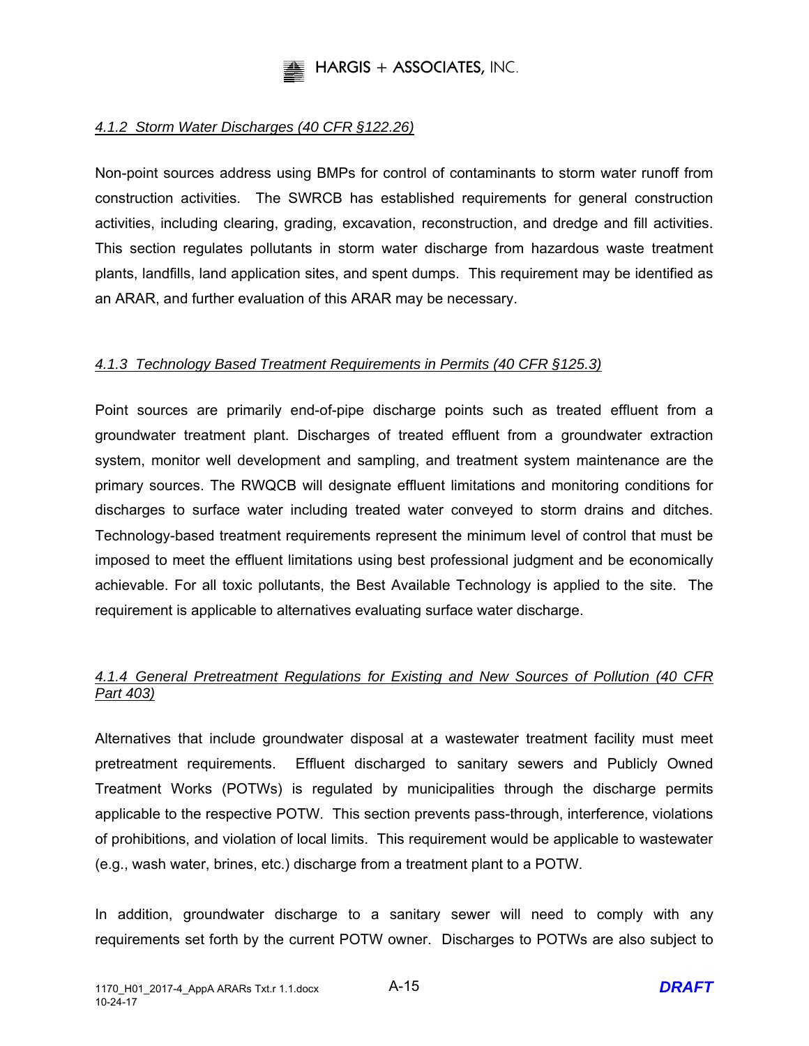#### *4.1.2 Storm Water Discharges (40 CFR §122.26)*

Non-point sources address using BMPs for control of contaminants to storm water runoff from construction activities. The SWRCB has established requirements for general construction activities, including clearing, grading, excavation, reconstruction, and dredge and fill activities. This section regulates pollutants in storm water discharge from hazardous waste treatment plants, landfills, land application sites, and spent dumps. This requirement may be identified as an ARAR, and further evaluation of this ARAR may be necessary.

#### *4.1.3 Technology Based Treatment Requirements in Permits (40 CFR §125.3)*

Point sources are primarily end-of-pipe discharge points such as treated effluent from a groundwater treatment plant. Discharges of treated effluent from a groundwater extraction system, monitor well development and sampling, and treatment system maintenance are the primary sources. The RWQCB will designate effluent limitations and monitoring conditions for discharges to surface water including treated water conveyed to storm drains and ditches. Technology-based treatment requirements represent the minimum level of control that must be imposed to meet the effluent limitations using best professional judgment and be economically achievable. For all toxic pollutants, the Best Available Technology is applied to the site. The requirement is applicable to alternatives evaluating surface water discharge.

#### *4.1.4 General Pretreatment Regulations for Existing and New Sources of Pollution (40 CFR Part 403)*

Alternatives that include groundwater disposal at a wastewater treatment facility must meet pretreatment requirements. Effluent discharged to sanitary sewers and Publicly Owned Treatment Works (POTWs) is regulated by municipalities through the discharge permits applicable to the respective POTW. This section prevents pass-through, interference, violations of prohibitions, and violation of local limits. This requirement would be applicable to wastewater (e.g., wash water, brines, etc.) discharge from a treatment plant to a POTW.

In addition, groundwater discharge to a sanitary sewer will need to comply with any requirements set forth by the current POTW owner. Discharges to POTWs are also subject to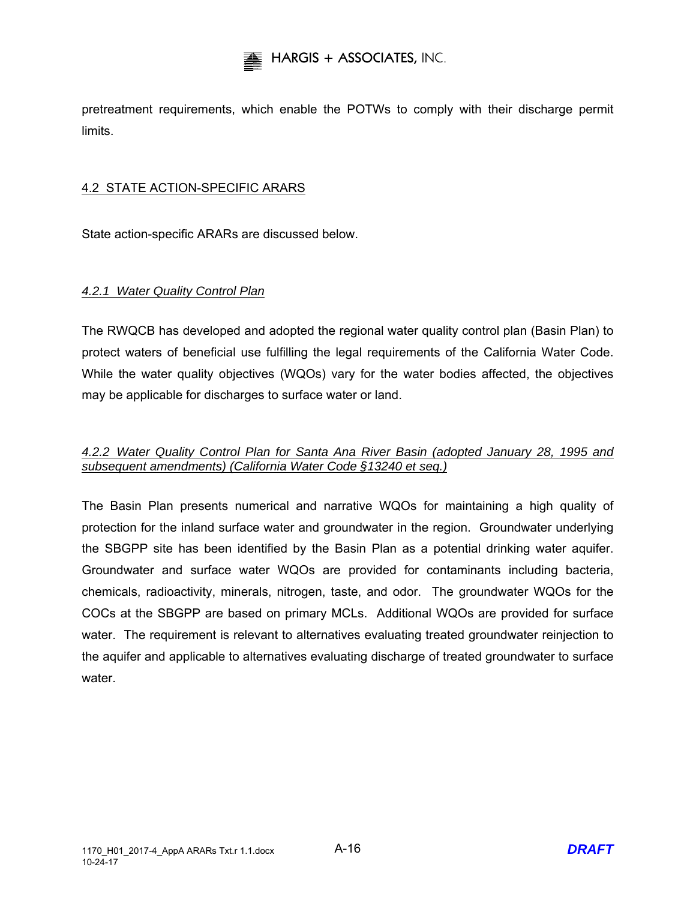pretreatment requirements, which enable the POTWs to comply with their discharge permit limits.

## 4.2 STATE ACTION-SPECIFIC ARARS

State action-specific ARARs are discussed below.

### *4.2.1 Water Quality Control Plan*

The RWQCB has developed and adopted the regional water quality control plan (Basin Plan) to protect waters of beneficial use fulfilling the legal requirements of the California Water Code. While the water quality objectives (WQOs) vary for the water bodies affected, the objectives may be applicable for discharges to surface water or land.

### *4.2.2 Water Quality Control Plan for Santa Ana River Basin (adopted January 28, 1995 and subsequent amendments) (California Water Code §13240 et seq.)*

The Basin Plan presents numerical and narrative WQOs for maintaining a high quality of protection for the inland surface water and groundwater in the region. Groundwater underlying the SBGPP site has been identified by the Basin Plan as a potential drinking water aquifer. Groundwater and surface water WQOs are provided for contaminants including bacteria, chemicals, radioactivity, minerals, nitrogen, taste, and odor. The groundwater WQOs for the COCs at the SBGPP are based on primary MCLs. Additional WQOs are provided for surface water. The requirement is relevant to alternatives evaluating treated groundwater reinjection to the aquifer and applicable to alternatives evaluating discharge of treated groundwater to surface water.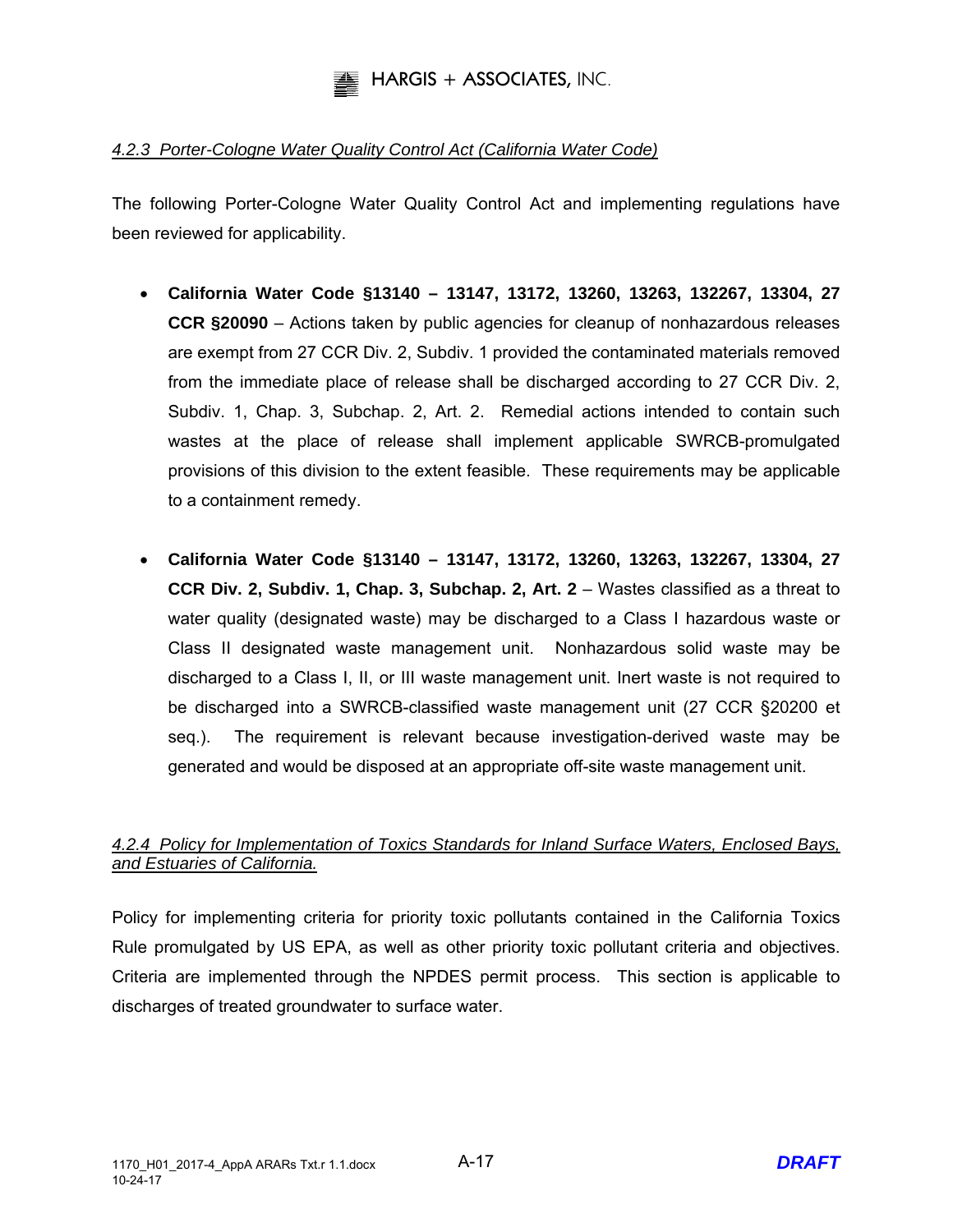#### *4.2.3 Porter-Cologne Water Quality Control Act (California Water Code)*

The following Porter-Cologne Water Quality Control Act and implementing regulations have been reviewed for applicability.

- **California Water Code §13140 – 13147, 13172, 13260, 13263, 132267, 13304, 27 CCR §20090** – Actions taken by public agencies for cleanup of nonhazardous releases are exempt from 27 CCR Div. 2, Subdiv. 1 provided the contaminated materials removed from the immediate place of release shall be discharged according to 27 CCR Div. 2, Subdiv. 1, Chap. 3, Subchap. 2, Art. 2. Remedial actions intended to contain such wastes at the place of release shall implement applicable SWRCB-promulgated provisions of this division to the extent feasible. These requirements may be applicable to a containment remedy.

- **California Water Code §13140 – 13147, 13172, 13260, 13263, 132267, 13304, 27 CCR Div. 2, Subdiv. 1, Chap. 3, Subchap. 2, Art. 2** – Wastes classified as a threat to water quality (designated waste) may be discharged to a Class I hazardous waste or Class II designated waste management unit. Nonhazardous solid waste may be discharged to a Class I, II, or III waste management unit. Inert waste is not required to be discharged into a SWRCB-classified waste management unit (27 CCR §20200 et seq.). The requirement is relevant because investigation-derived waste may be generated and would be disposed at an appropriate off-site waste management unit.

#### *4.2.4 Policy for Implementation of Toxics Standards for Inland Surface Waters, Enclosed Bays, and Estuaries of California.*

Policy for implementing criteria for priority toxic pollutants contained in the California Toxics Rule promulgated by US EPA, as well as other priority toxic pollutant criteria and objectives. Criteria are implemented through the NPDES permit process. This section is applicable to discharges of treated groundwater to surface water.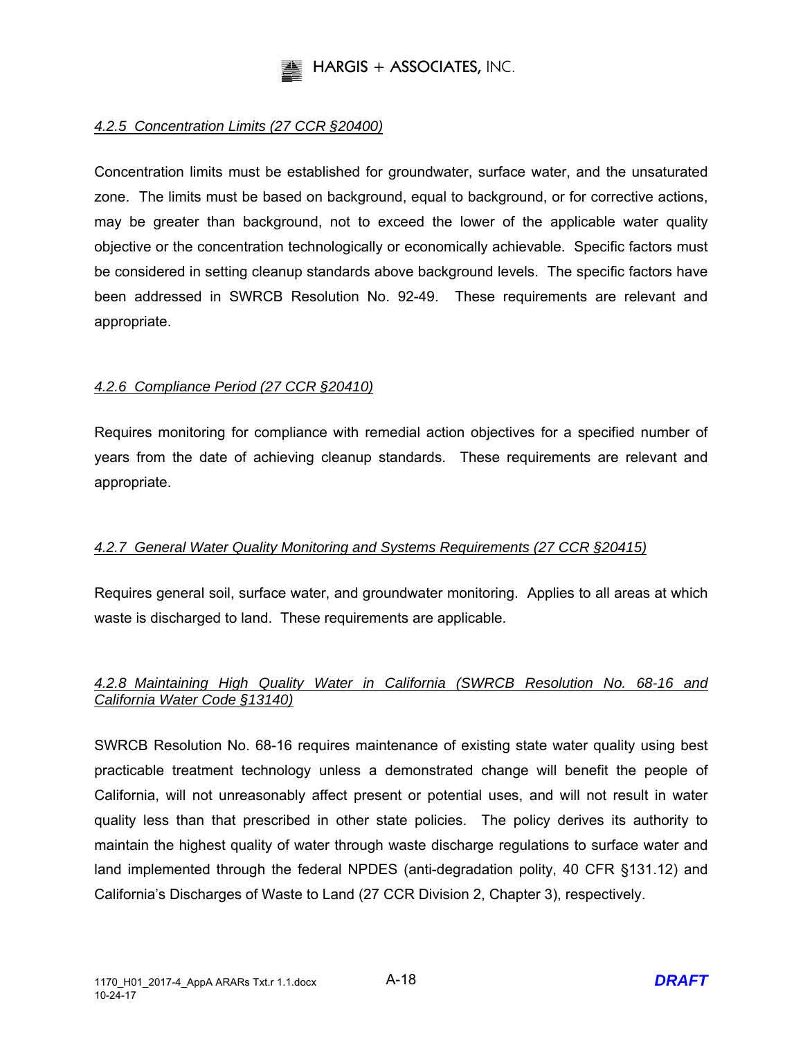*4.2.5 Concentration Limits (27 CCR §20400)*

Concentration limits must be established for groundwater, surface water, and the unsaturated zone. The limits must be based on background, equal to background, or for corrective actions, may be greater than background, not to exceed the lower of the applicable water quality objective or the concentration technologically or economically achievable. Specific factors must be considered in setting cleanup standards above background levels. The specific factors have been addressed in SWRCB Resolution No. 92-49. These requirements are relevant and appropriate.

*4.2.6 Compliance Period (27 CCR §20410)*

Requires monitoring for compliance with remedial action objectives for a specified number of years from the date of achieving cleanup standards. These requirements are relevant and appropriate.

*4.2.7 General Water Quality Monitoring and Systems Requirements (27 CCR §20415)*

Requires general soil, surface water, and groundwater monitoring. Applies to all areas at which waste is discharged to land. These requirements are applicable.

*4.2.8 Maintaining High Quality Water in California (SWRCB Resolution No. 68-16 and California Water Code §13140)*

SWRCB Resolution No. 68-16 requires maintenance of existing state water quality using best practicable treatment technology unless a demonstrated change will benefit the people of California, will not unreasonably affect present or potential uses, and will not result in water quality less than that prescribed in other state policies. The policy derives its authority to maintain the highest quality of water through waste discharge regulations to surface water and land implemented through the federal NPDES (anti-degradation polity, 40 CFR §131.12) and California's Discharges of Waste to Land (27 CCR Division 2, Chapter 3), respectively.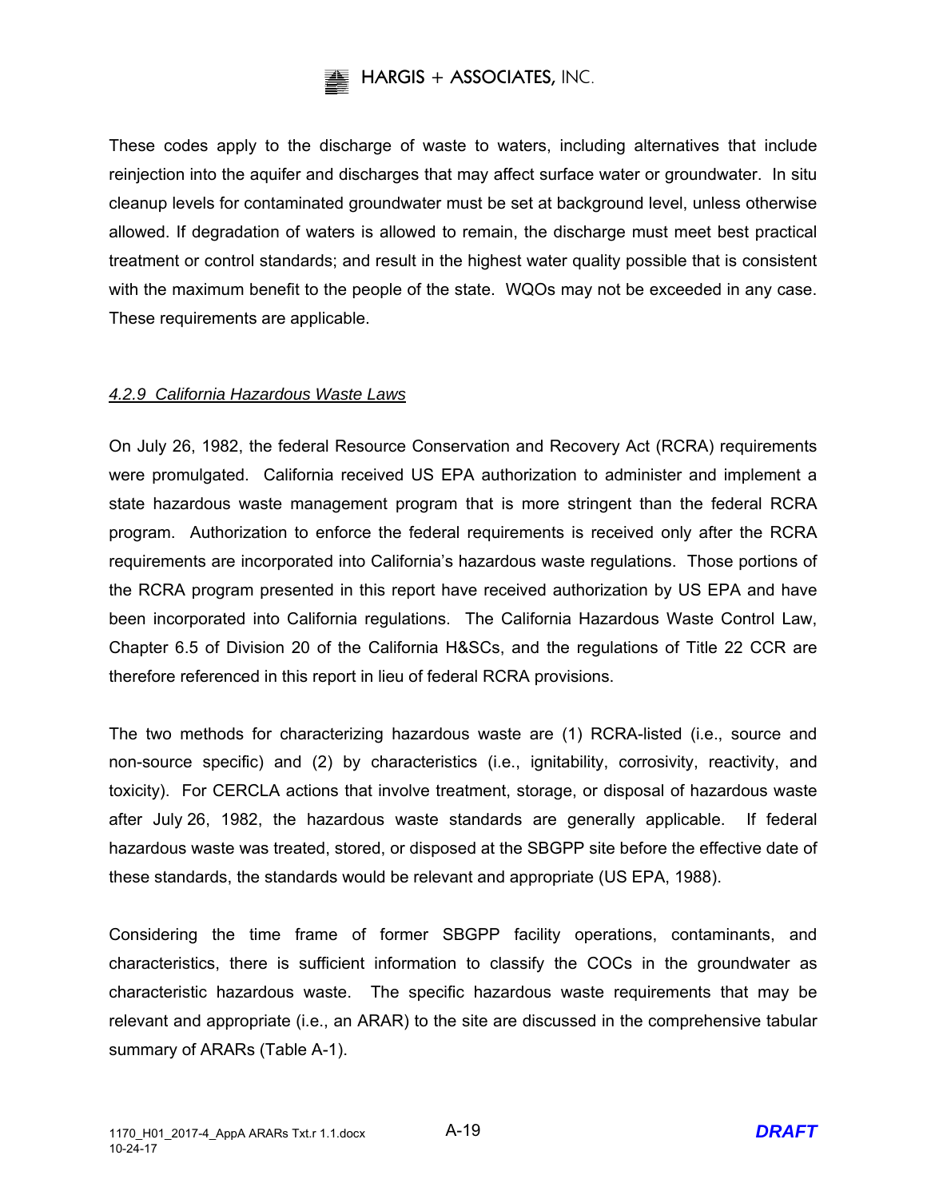These codes apply to the discharge of waste to waters, including alternatives that include reinjection into the aquifer and discharges that may affect surface water or groundwater. In situ cleanup levels for contaminated groundwater must be set at background level, unless otherwise allowed. If degradation of waters is allowed to remain, the discharge must meet best practical treatment or control standards; and result in the highest water quality possible that is consistent with the maximum benefit to the people of the state. WQOs may not be exceeded in any case. These requirements are applicable.

#### *4.2.9 California Hazardous Waste Laws*

On July 26, 1982, the federal Resource Conservation and Recovery Act (RCRA) requirements were promulgated. California received US EPA authorization to administer and implement a state hazardous waste management program that is more stringent than the federal RCRA program. Authorization to enforce the federal requirements is received only after the RCRA requirements are incorporated into California's hazardous waste regulations. Those portions of the RCRA program presented in this report have received authorization by US EPA and have been incorporated into California regulations. The California Hazardous Waste Control Law, Chapter 6.5 of Division 20 of the California H&SCs, and the regulations of Title 22 CCR are therefore referenced in this report in lieu of federal RCRA provisions.

The two methods for characterizing hazardous waste are (1) RCRA-listed (i.e., source and non-source specific) and (2) by characteristics (i.e., ignitability, corrosivity, reactivity, and toxicity). For CERCLA actions that involve treatment, storage, or disposal of hazardous waste after July 26, 1982, the hazardous waste standards are generally applicable. If federal hazardous waste was treated, stored, or disposed at the SBGPP site before the effective date of these standards, the standards would be relevant and appropriate (US EPA, 1988).

Considering the time frame of former SBGPP facility operations, contaminants, and characteristics, there is sufficient information to classify the COCs in the groundwater as characteristic hazardous waste. The specific hazardous waste requirements that may be relevant and appropriate (i.e., an ARAR) to the site are discussed in the comprehensive tabular summary of ARARs (Table A-1).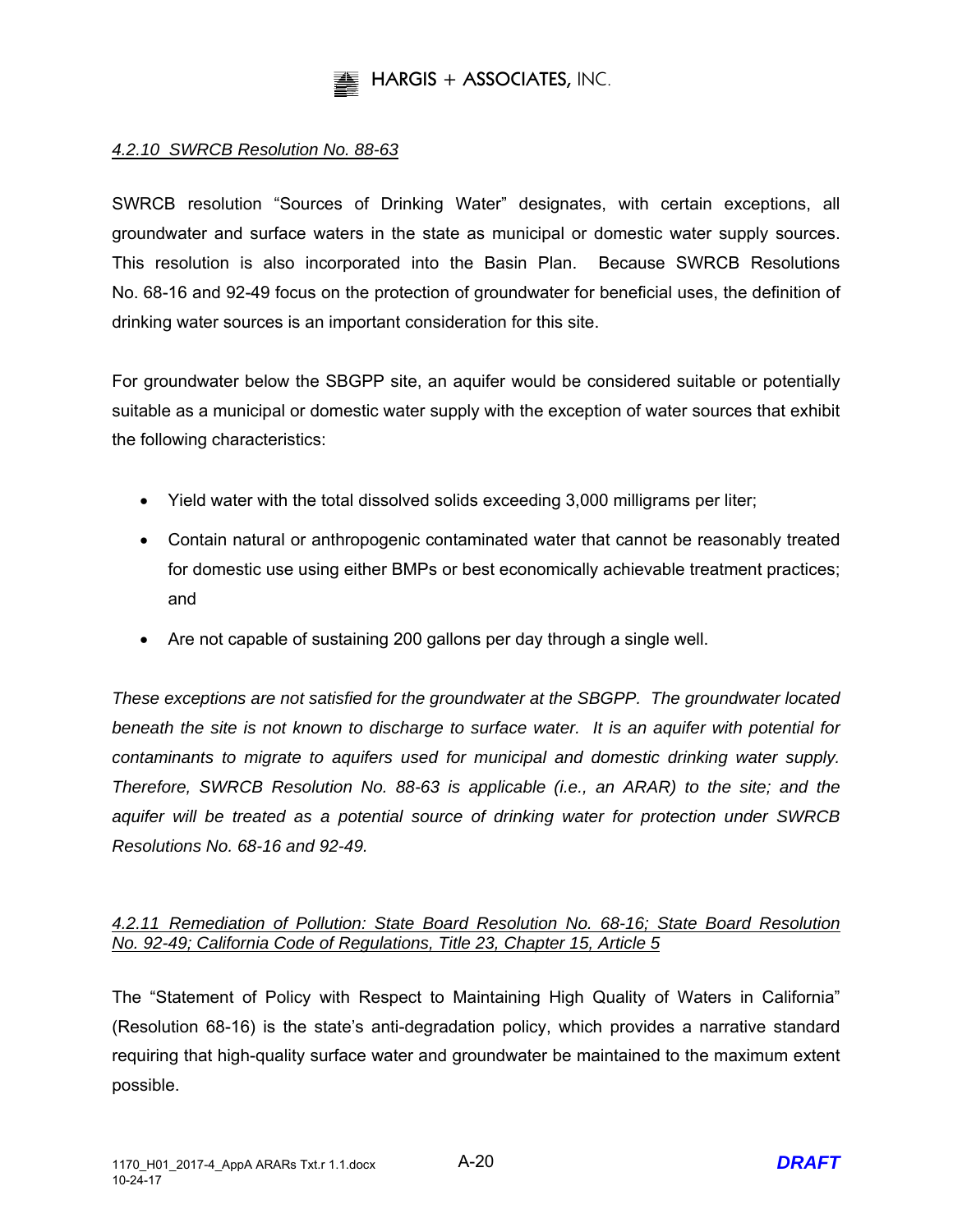#### *4.2.10 SWRCB Resolution No. 88-63*

SWRCB resolution "Sources of Drinking Water" designates, with certain exceptions, all groundwater and surface waters in the state as municipal or domestic water supply sources. This resolution is also incorporated into the Basin Plan. Because SWRCB Resolutions No. 68-16 and 92-49 focus on the protection of groundwater for beneficial uses, the definition of drinking water sources is an important consideration for this site.

For groundwater below the SBGPP site, an aquifer would be considered suitable or potentially suitable as a municipal or domestic water supply with the exception of water sources that exhibit the following characteristics:

- Yield water with the total dissolved solids exceeding 3,000 milligrams per liter;
- Contain natural or anthropogenic contaminated water that cannot be reasonably treated for domestic use using either BMPs or best economically achievable treatment practices; and
- Are not capable of sustaining 200 gallons per day through a single well.

*These exceptions are not satisfied for the groundwater at the SBGPP. The groundwater located beneath the site is not known to discharge to surface water. It is an aquifer with potential for contaminants to migrate to aquifers used for municipal and domestic drinking water supply. Therefore, SWRCB Resolution No. 88-63 is applicable (i.e., an ARAR) to the site; and the aquifer will be treated as a potential source of drinking water for protection under SWRCB Resolutions No. 68-16 and 92-49.*

#### *4.2.11 Remediation of Pollution: State Board Resolution No. 68-16; State Board Resolution No. 92-49; California Code of Regulations, Title 23, Chapter 15, Article 5*

The "Statement of Policy with Respect to Maintaining High Quality of Waters in California" (Resolution 68-16) is the state's anti-degradation policy, which provides a narrative standard requiring that high-quality surface water and groundwater be maintained to the maximum extent possible.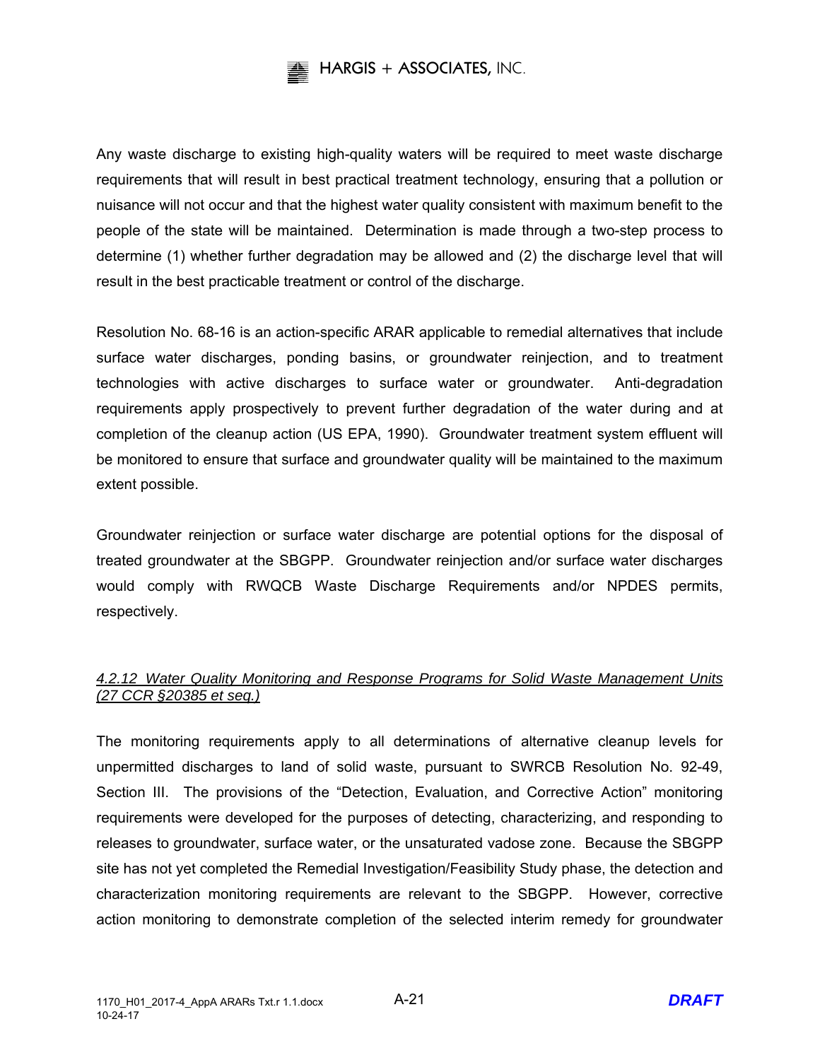Any waste discharge to existing high-quality waters will be required to meet waste discharge requirements that will result in best practical treatment technology, ensuring that a pollution or nuisance will not occur and that the highest water quality consistent with maximum benefit to the people of the state will be maintained. Determination is made through a two-step process to determine (1) whether further degradation may be allowed and (2) the discharge level that will result in the best practicable treatment or control of the discharge.

Resolution No. 68-16 is an action-specific ARAR applicable to remedial alternatives that include surface water discharges, ponding basins, or groundwater reinjection, and to treatment technologies with active discharges to surface water or groundwater. Anti-degradation requirements apply prospectively to prevent further degradation of the water during and at completion of the cleanup action (US EPA, 1990). Groundwater treatment system effluent will be monitored to ensure that surface and groundwater quality will be maintained to the maximum extent possible.

Groundwater reinjection or surface water discharge are potential options for the disposal of treated groundwater at the SBGPP. Groundwater reinjection and/or surface water discharges would comply with RWQCB Waste Discharge Requirements and/or NPDES permits, respectively.

#### *4.2.12 Water Quality Monitoring and Response Programs for Solid Waste Management Units (27 CCR §20385 et seq.)*

The monitoring requirements apply to all determinations of alternative cleanup levels for unpermitted discharges to land of solid waste, pursuant to SWRCB Resolution No. 92-49, Section III. The provisions of the "Detection, Evaluation, and Corrective Action" monitoring requirements were developed for the purposes of detecting, characterizing, and responding to releases to groundwater, surface water, or the unsaturated vadose zone. Because the SBGPP site has not yet completed the Remedial Investigation/Feasibility Study phase, the detection and characterization monitoring requirements are relevant to the SBGPP. However, corrective action monitoring to demonstrate completion of the selected interim remedy for groundwater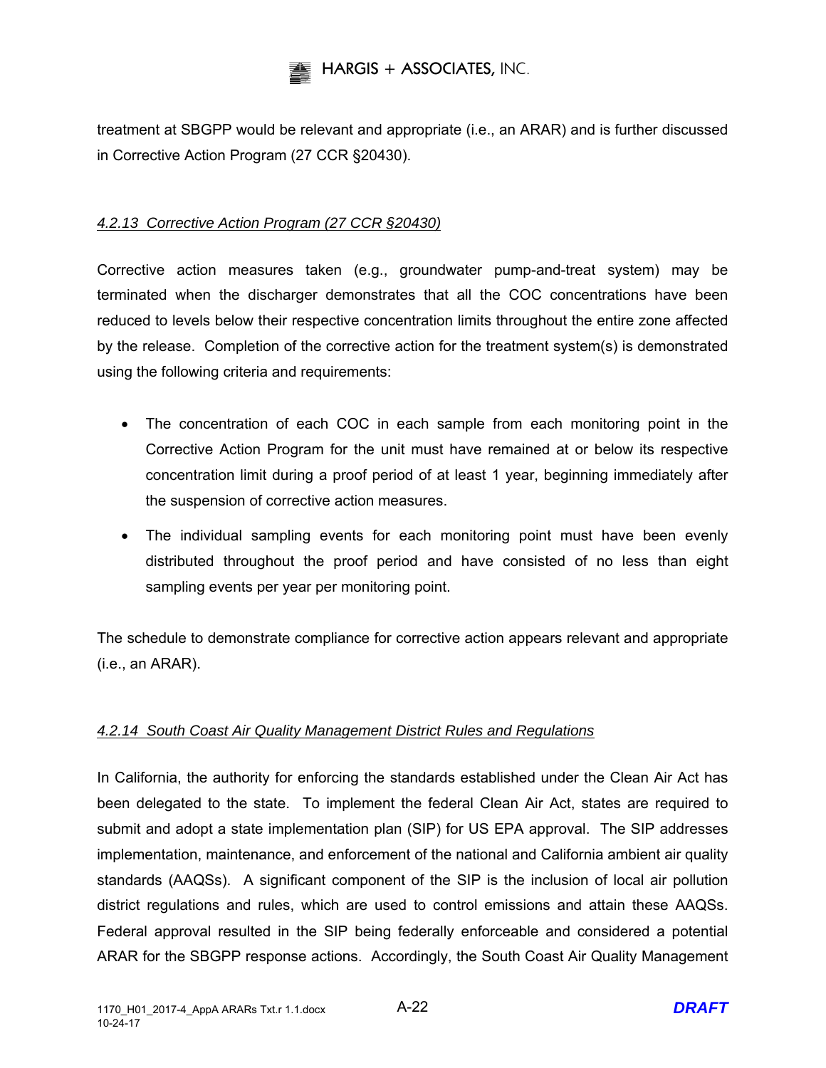treatment at SBGPP would be relevant and appropriate (i.e., an ARAR) and is further discussed in Corrective Action Program (27 CCR §20430).

#### *4.2.13 Corrective Action Program (27 CCR §20430)*

Corrective action measures taken (e.g., groundwater pump-and-treat system) may be terminated when the discharger demonstrates that all the COC concentrations have been reduced to levels below their respective concentration limits throughout the entire zone affected by the release. Completion of the corrective action for the treatment system(s) is demonstrated using the following criteria and requirements:

- The concentration of each COC in each sample from each monitoring point in the Corrective Action Program for the unit must have remained at or below its respective concentration limit during a proof period of at least 1 year, beginning immediately after the suspension of corrective action measures.
- The individual sampling events for each monitoring point must have been evenly distributed throughout the proof period and have consisted of no less than eight sampling events per year per monitoring point.

The schedule to demonstrate compliance for corrective action appears relevant and appropriate (i.e., an ARAR).

#### *4.2.14 South Coast Air Quality Management District Rules and Regulations*

In California, the authority for enforcing the standards established under the Clean Air Act has been delegated to the state. To implement the federal Clean Air Act, states are required to submit and adopt a state implementation plan (SIP) for US EPA approval. The SIP addresses implementation, maintenance, and enforcement of the national and California ambient air quality standards (AAQSs). A significant component of the SIP is the inclusion of local air pollution district regulations and rules, which are used to control emissions and attain these AAQSs. Federal approval resulted in the SIP being federally enforceable and considered a potential ARAR for the SBGPP response actions. Accordingly, the South Coast Air Quality Management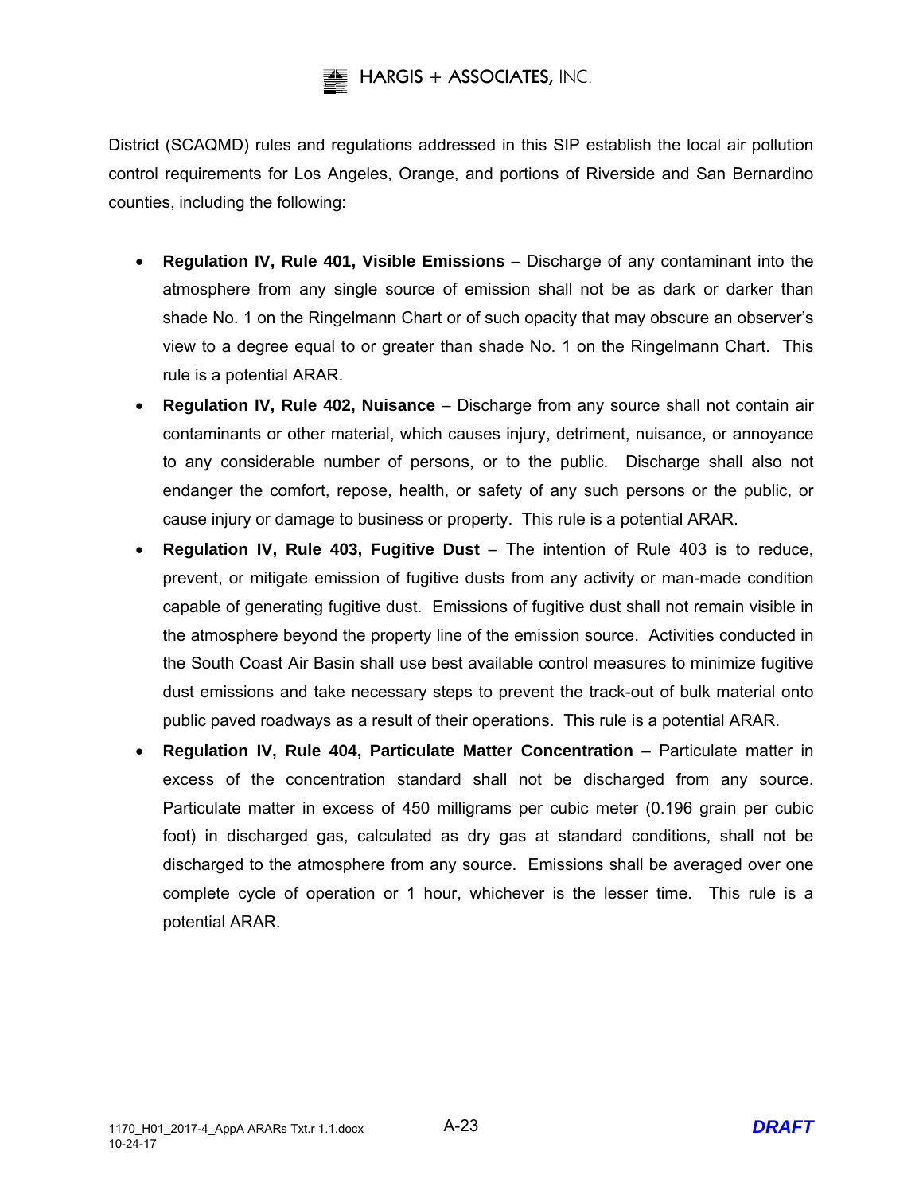District (SCAQMD) rules and regulations addressed in this SIP establish the local air pollution control requirements for Los Angeles, Orange, and portions of Riverside and San Bernardino counties, including the following:

- **Regulation IV, Rule 401, Visible Emissions** – Discharge of any contaminant into the atmosphere from any single source of emission shall not be as dark or darker than shade No. 1 on the Ringelmann Chart or of such opacity that may obscure an observer's view to a degree equal to or greater than shade No. 1 on the Ringelmann Chart. This rule is a potential ARAR.
- **Regulation IV, Rule 402, Nuisance** – Discharge from any source shall not contain air contaminants or other material, which causes injury, detriment, nuisance, or annoyance to any considerable number of persons, or to the public. Discharge shall also not endanger the comfort, repose, health, or safety of any such persons or the public, or cause injury or damage to business or property. This rule is a potential ARAR.
- **Regulation IV, Rule 403, Fugitive Dust** – The intention of Rule 403 is to reduce, prevent, or mitigate emission of fugitive dusts from any activity or man-made condition capable of generating fugitive dust. Emissions of fugitive dust shall not remain visible in the atmosphere beyond the property line of the emission source. Activities conducted in the South Coast Air Basin shall use best available control measures to minimize fugitive dust emissions and take necessary steps to prevent the track-out of bulk material onto public paved roadways as a result of their operations. This rule is a potential ARAR.
- **Regulation IV, Rule 404, Particulate Matter Concentration** – Particulate matter in excess of the concentration standard shall not be discharged from any source. Particulate matter in excess of 450 milligrams per cubic meter (0.196 grain per cubic foot) in discharged gas, calculated as dry gas at standard conditions, shall not be discharged to the atmosphere from any source. Emissions shall be averaged over one complete cycle of operation or 1 hour, whichever is the lesser time. This rule is a potential ARAR.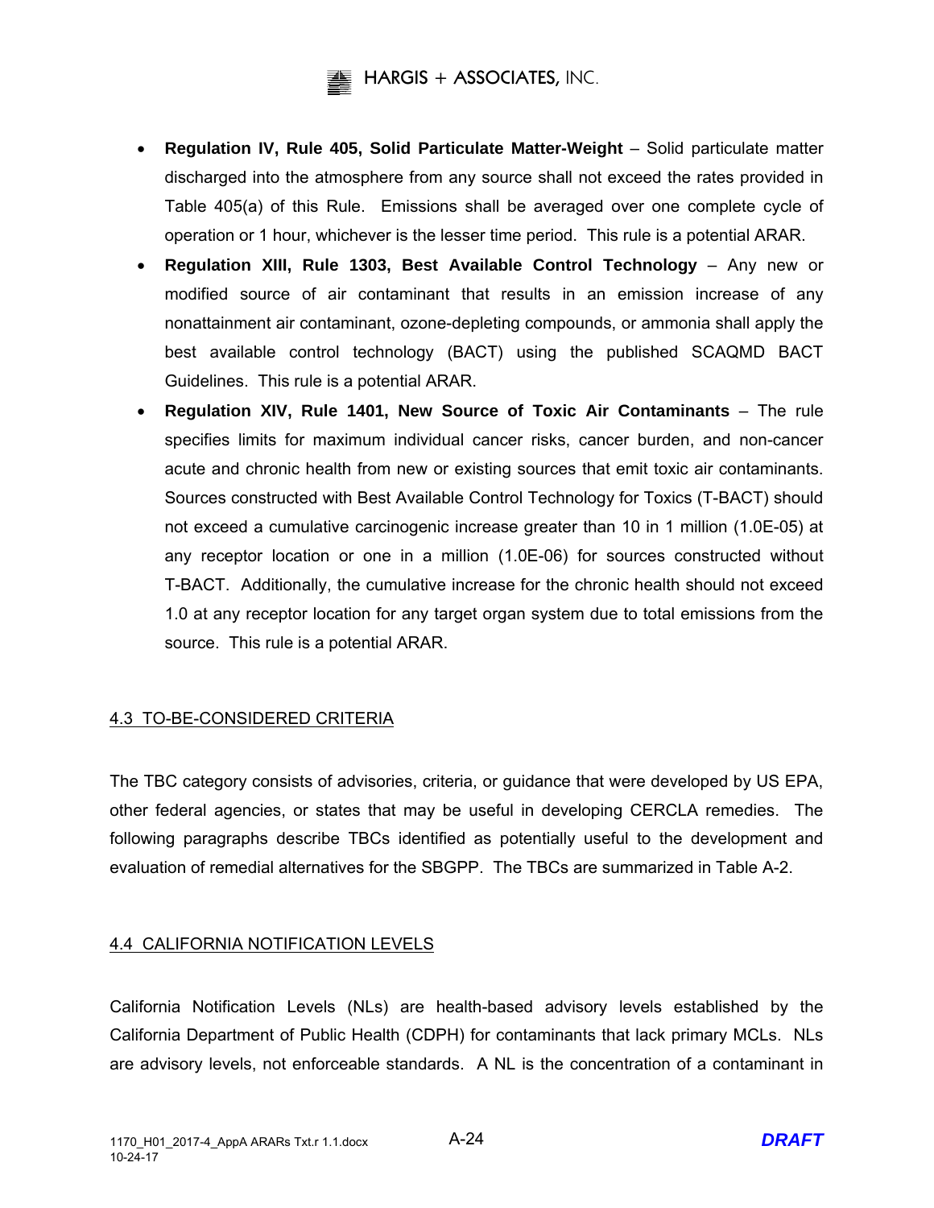- **Regulation IV, Rule 405, Solid Particulate Matter-Weight** – Solid particulate matter discharged into the atmosphere from any source shall not exceed the rates provided in Table 405(a) of this Rule. Emissions shall be averaged over one complete cycle of operation or 1 hour, whichever is the lesser time period. This rule is a potential ARAR.
- **Regulation XIII, Rule 1303, Best Available Control Technology** – Any new or modified source of air contaminant that results in an emission increase of any nonattainment air contaminant, ozone-depleting compounds, or ammonia shall apply the best available control technology (BACT) using the published SCAQMD BACT Guidelines. This rule is a potential ARAR.
- **Regulation XIV, Rule 1401, New Source of Toxic Air Contaminants** – The rule specifies limits for maximum individual cancer risks, cancer burden, and non-cancer acute and chronic health from new or existing sources that emit toxic air contaminants. Sources constructed with Best Available Control Technology for Toxics (T-BACT) should not exceed a cumulative carcinogenic increase greater than 10 in 1 million (1.0E-05) at any receptor location or one in a million (1.0E-06) for sources constructed without T-BACT. Additionally, the cumulative increase for the chronic health should not exceed 1.0 at any receptor location for any target organ system due to total emissions from the source. This rule is a potential ARAR.

## 4.3 TO-BE-CONSIDERED CRITERIA

The TBC category consists of advisories, criteria, or guidance that were developed by US EPA, other federal agencies, or states that may be useful in developing CERCLA remedies. The following paragraphs describe TBCs identified as potentially useful to the development and evaluation of remedial alternatives for the SBGPP. The TBCs are summarized in Table A-2.

## 4.4 CALIFORNIA NOTIFICATION LEVELS

California Notification Levels (NLs) are health-based advisory levels established by the California Department of Public Health (CDPH) for contaminants that lack primary MCLs. NLs are advisory levels, not enforceable standards. A NL is the concentration of a contaminant in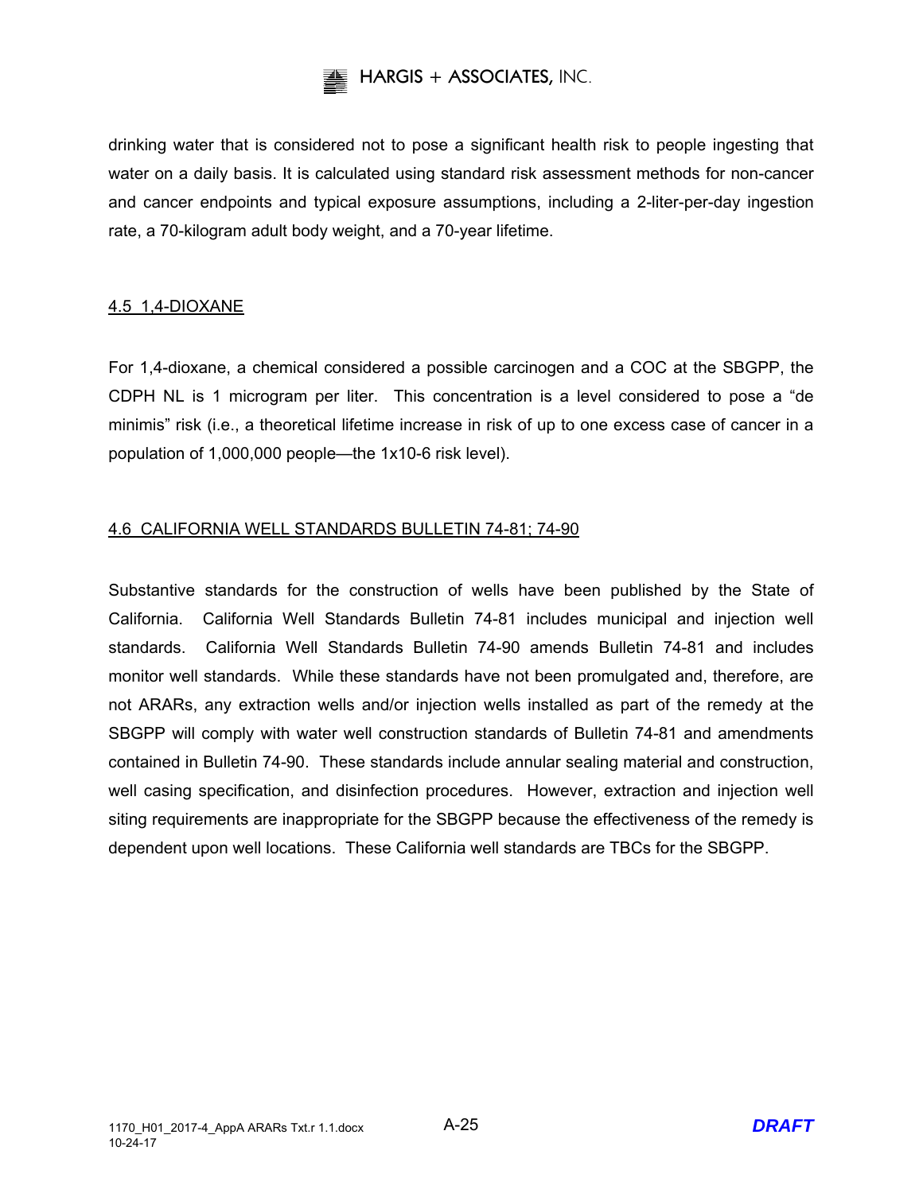drinking water that is considered not to pose a significant health risk to people ingesting that water on a daily basis. It is calculated using standard risk assessment methods for non-cancer and cancer endpoints and typical exposure assumptions, including a 2-liter-per-day ingestion rate, a 70-kilogram adult body weight, and a 70-year lifetime.

## 4.5 1,4-DIOXANE

For 1,4-dioxane, a chemical considered a possible carcinogen and a COC at the SBGPP, the CDPH NL is 1 microgram per liter. This concentration is a level considered to pose a "de minimis" risk (i.e., a theoretical lifetime increase in risk of up to one excess case of cancer in a population of 1,000,000 people—the 1x10-6 risk level).

## 4.6 CALIFORNIA WELL STANDARDS BULLETIN 74-81; 74-90

Substantive standards for the construction of wells have been published by the State of California. California Well Standards Bulletin 74-81 includes municipal and injection well standards. California Well Standards Bulletin 74-90 amends Bulletin 74-81 and includes monitor well standards. While these standards have not been promulgated and, therefore, are not ARARs, any extraction wells and/or injection wells installed as part of the remedy at the SBGPP will comply with water well construction standards of Bulletin 74-81 and amendments contained in Bulletin 74-90. These standards include annular sealing material and construction, well casing specification, and disinfection procedures. However, extraction and injection well siting requirements are inappropriate for the SBGPP because the effectiveness of the remedy is dependent upon well locations. These California well standards are TBCs for the SBGPP.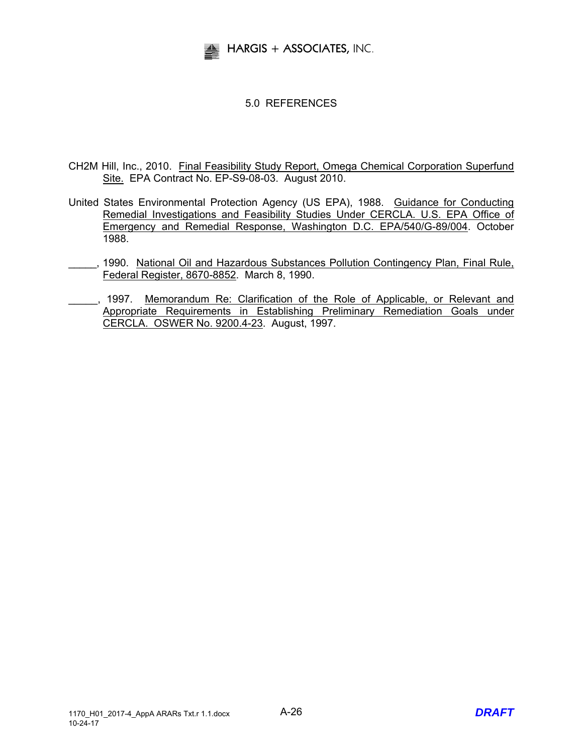## 5.0 REFERENCES

CH2M Hill, Inc., 2010. Final Feasibility Study Report, Omega Chemical Corporation Superfund Site. EPA Contract No. EP-S9-08-03. August 2010.

United States Environmental Protection Agency (US EPA), 1988. Guidance for Conducting Remedial Investigations and Feasibility Studies Under CERCLA. U.S. EPA Office of Emergency and Remedial Response, Washington D.C. EPA/540/G-89/004. October 1988.

_____, 1990. National Oil and Hazardous Substances Pollution Contingency Plan, Final Rule, Federal Register, 8670-8852. March 8, 1990.

_____, 1997. Memorandum Re: Clarification of the Role of Applicable, or Relevant and Appropriate Requirements in Establishing Preliminary Remediation Goals under CERCLA. OSWER No. 9200.4-23. August, 1997.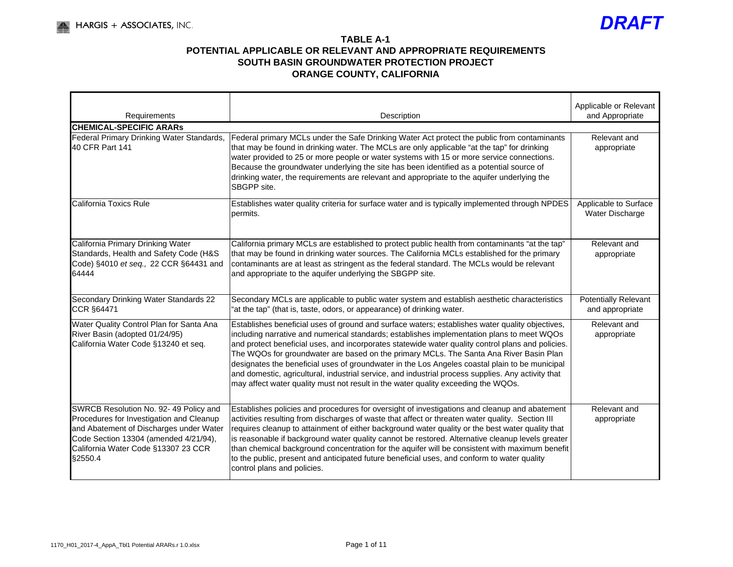HARGIS + ASSOCIATES, INC.

*DRAFT*

**TABLE A-1**
**POTENTIAL APPLICABLE OR RELEVANT AND APPROPRIATE REQUIREMENTS**
**SOUTH BASIN GROUNDWATER PROTECTION PROJECT**
**ORANGE COUNTY, CALIFORNIA**

| Requirements | Description | Applicable or Relevant and Appropriate |
|---|---|---|
| **CHEMICAL-SPECIFIC ARARs** | | |
| Federal Primary Drinking Water Standards, 40 CFR Part 141 | Federal primary MCLs under the Safe Drinking Water Act protect the public from contaminants that may be found in drinking water. The MCLs are only applicable "at the tap" for drinking water provided to 25 or more people or water systems with 15 or more service connections. Because the groundwater underlying the site has been identified as a potential source of drinking water, the requirements are relevant and appropriate to the aquifer underlying the SBGPP site. | Relevant and appropriate |
| California Toxics Rule | Establishes water quality criteria for surface water and is typically implemented through NPDES permits. | Applicable to Surface Water Discharge |
| California Primary Drinking Water Standards, Health and Safety Code (H&S Code) §4010 *et seq.,* 22 CCR §64431 and 64444 | California primary MCLs are established to protect public health from contaminants "at the tap" that may be found in drinking water sources. The California MCLs established for the primary contaminants are at least as stringent as the federal standard. The MCLs would be relevant and appropriate to the aquifer underlying the SBGPP site. | Relevant and appropriate |
| Secondary Drinking Water Standards 22 CCR §64471 | Secondary MCLs are applicable to public water system and establish aesthetic characteristics "at the tap" (that is, taste, odors, or appearance) of drinking water. | Potentially Relevant and appropriate |
| Water Quality Control Plan for Santa Ana River Basin (adopted 01/24/95) California Water Code §13240 et seq. | Establishes beneficial uses of ground and surface waters; establishes water quality objectives, including narrative and numerical standards; establishes implementation plans to meet WQOs and protect beneficial uses, and incorporates statewide water quality control plans and policies. The WQOs for groundwater are based on the primary MCLs. The Santa Ana River Basin Plan designates the beneficial uses of groundwater in the Los Angeles coastal plain to be municipal and domestic, agricultural, industrial service, and industrial process supplies. Any activity that may affect water quality must not result in the water quality exceeding the WQOs. | Relevant and appropriate |
| SWRCB Resolution No. 92- 49 Policy and Procedures for Investigation and Cleanup and Abatement of Discharges under Water Code Section 13304 (amended 4/21/94), California Water Code §13307 23 CCR §2550.4 | Establishes policies and procedures for oversight of investigations and cleanup and abatement activities resulting from discharges of waste that affect or threaten water quality. Section III requires cleanup to attainment of either background water quality or the best water quality that is reasonable if background water quality cannot be restored. Alternative cleanup levels greater than chemical background concentration for the aquifer will be consistent with maximum benefit to the public, present and anticipated future beneficial uses, and conform to water quality control plans and policies. | Relevant and appropriate |

1170_H01_2017-4_AppA_Tbl1 Potential ARARs.r 1.0.xlsx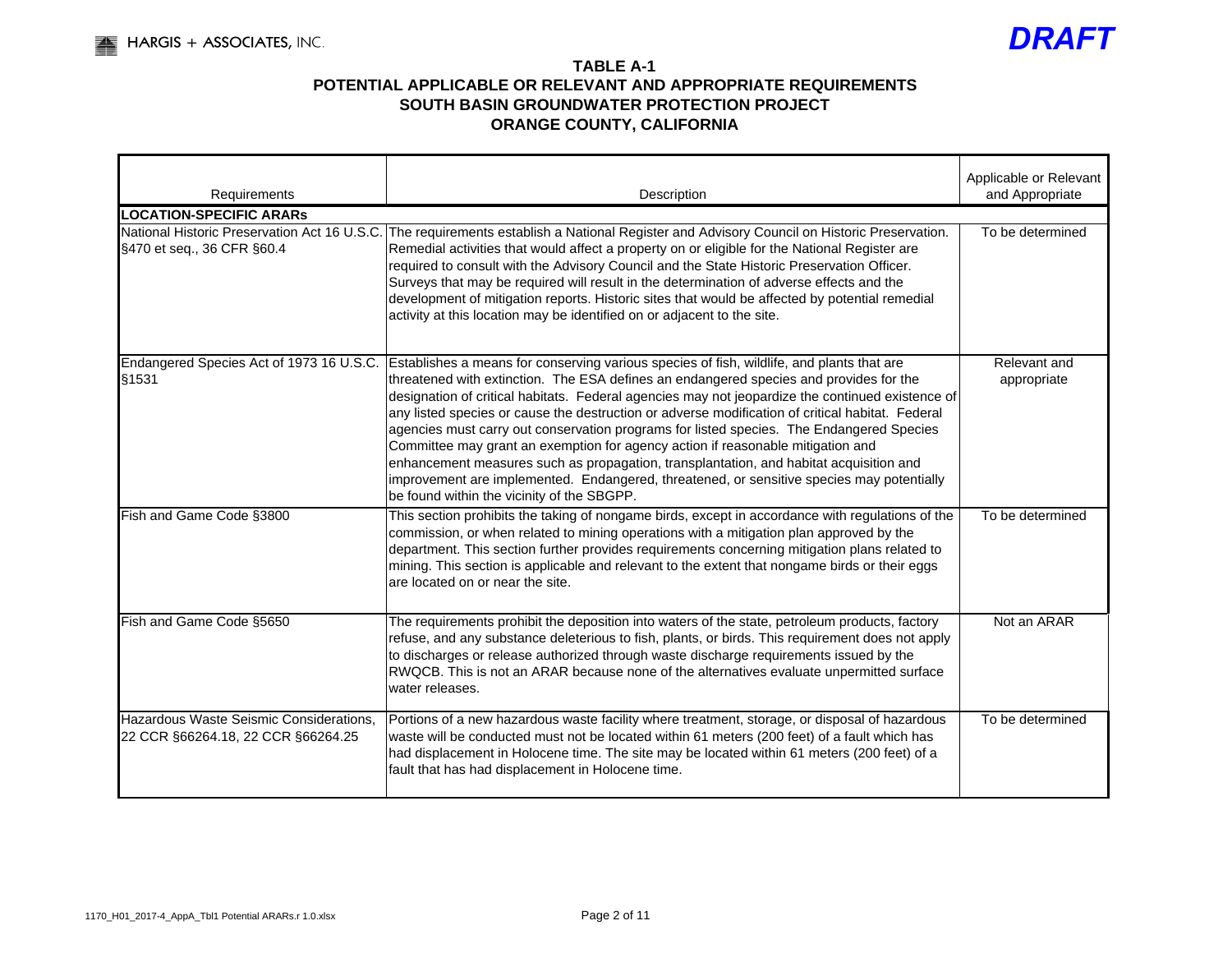*DRAFT*

**TABLE A-1**
**POTENTIAL APPLICABLE OR RELEVANT AND APPROPRIATE REQUIREMENTS**
**SOUTH BASIN GROUNDWATER PROTECTION PROJECT**
**ORANGE COUNTY, CALIFORNIA**

| Requirements | Description | Applicable or Relevant and Appropriate |
|---|---|---|
| **LOCATION-SPECIFIC ARARs** | | |
| National Historic Preservation Act 16 U.S.C. §470 et seq., 36 CFR §60.4 | The requirements establish a National Register and Advisory Council on Historic Preservation. Remedial activities that would affect a property on or eligible for the National Register are required to consult with the Advisory Council and the State Historic Preservation Officer. Surveys that may be required will result in the determination of adverse effects and the development of mitigation reports. Historic sites that would be affected by potential remedial activity at this location may be identified on or adjacent to the site. | To be determined |
| Endangered Species Act of 1973 16 U.S.C. §1531 | Establishes a means for conserving various species of fish, wildlife, and plants that are threatened with extinction. The ESA defines an endangered species and provides for the designation of critical habitats. Federal agencies may not jeopardize the continued existence of any listed species or cause the destruction or adverse modification of critical habitat. Federal agencies must carry out conservation programs for listed species. The Endangered Species Committee may grant an exemption for agency action if reasonable mitigation and enhancement measures such as propagation, transplantation, and habitat acquisition and improvement are implemented. Endangered, threatened, or sensitive species may potentially be found within the vicinity of the SBGPP. | Relevant and appropriate |
| Fish and Game Code §3800 | This section prohibits the taking of nongame birds, except in accordance with regulations of the commission, or when related to mining operations with a mitigation plan approved by the department. This section further provides requirements concerning mitigation plans related to mining. This section is applicable and relevant to the extent that nongame birds or their eggs are located on or near the site. | To be determined |
| Fish and Game Code §5650 | The requirements prohibit the deposition into waters of the state, petroleum products, factory refuse, and any substance deleterious to fish, plants, or birds. This requirement does not apply to discharges or release authorized through waste discharge requirements issued by the RWQCB. This is not an ARAR because none of the alternatives evaluate unpermitted surface water releases. | Not an ARAR |
| Hazardous Waste Seismic Considerations, 22 CCR §66264.18, 22 CCR §66264.25 | Portions of a new hazardous waste facility where treatment, storage, or disposal of hazardous waste will be conducted must not be located within 61 meters (200 feet) of a fault which has had displacement in Holocene time. The site may be located within 61 meters (200 feet) of a fault that has had displacement in Holocene time. | To be determined |

1170_H01_2017-4_AppA_Tbl1 Potential ARARs.r 1.0.xlsx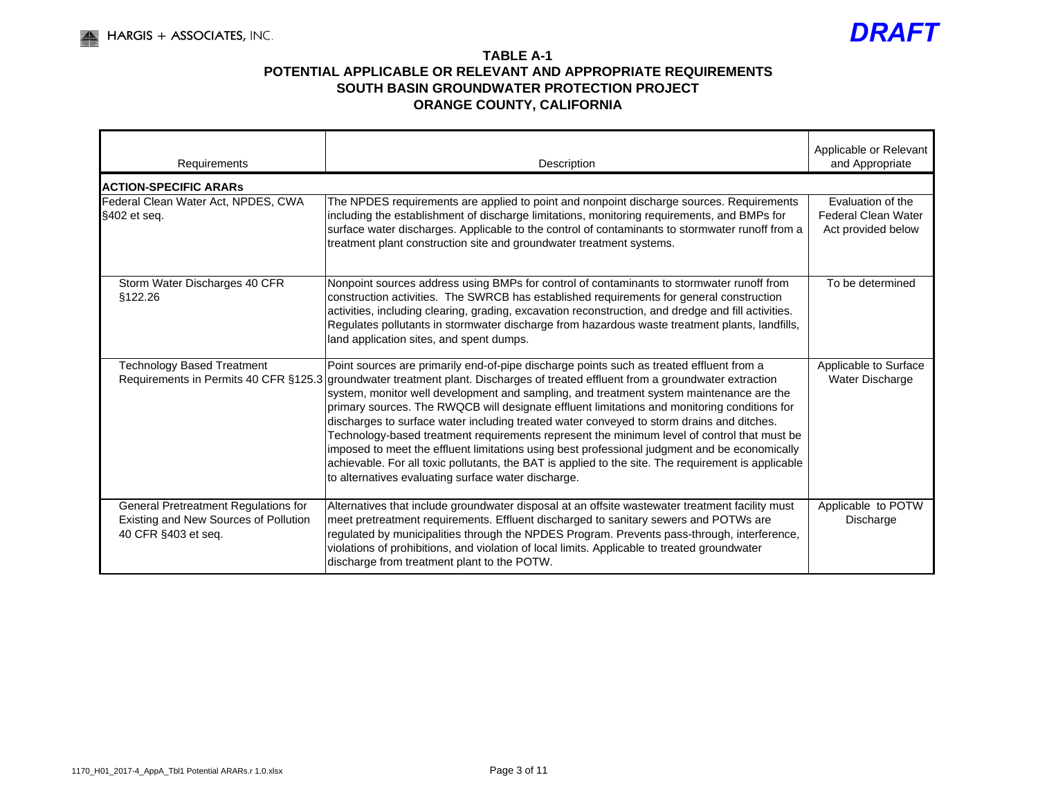*DRAFT*

**TABLE A-1**
**POTENTIAL APPLICABLE OR RELEVANT AND APPROPRIATE REQUIREMENTS**
**SOUTH BASIN GROUNDWATER PROTECTION PROJECT**
**ORANGE COUNTY, CALIFORNIA**

| Requirements | Description | Applicable or Relevant and Appropriate |
|---|---|---|
| **ACTION-SPECIFIC ARARs** | | |
| Federal Clean Water Act, NPDES, CWA §402 et seq. | The NPDES requirements are applied to point and nonpoint discharge sources. Requirements including the establishment of discharge limitations, monitoring requirements, and BMPs for surface water discharges. Applicable to the control of contaminants to stormwater runoff from a treatment plant construction site and groundwater treatment systems. | Evaluation of the Federal Clean Water Act provided below |
| Storm Water Discharges 40 CFR §122.26 | Nonpoint sources address using BMPs for control of contaminants to stormwater runoff from construction activities. The SWRCB has established requirements for general construction activities, including clearing, grading, excavation reconstruction, and dredge and fill activities. Regulates pollutants in stormwater discharge from hazardous waste treatment plants, landfills, land application sites, and spent dumps. | To be determined |
| Technology Based Treatment Requirements in Permits 40 CFR §125.3 | Point sources are primarily end-of-pipe discharge points such as treated effluent from a groundwater treatment plant. Discharges of treated effluent from a groundwater extraction system, monitor well development and sampling, and treatment system maintenance are the primary sources. The RWQCB will designate effluent limitations and monitoring conditions for discharges to surface water including treated water conveyed to storm drains and ditches. Technology-based treatment requirements represent the minimum level of control that must be imposed to meet the effluent limitations using best professional judgment and be economically achievable. For all toxic pollutants, the BAT is applied to the site. The requirement is applicable to alternatives evaluating surface water discharge. | Applicable to Surface Water Discharge |
| General Pretreatment Regulations for Existing and New Sources of Pollution 40 CFR §403 et seq. | Alternatives that include groundwater disposal at an offsite wastewater treatment facility must meet pretreatment requirements. Effluent discharged to sanitary sewers and POTWs are regulated by municipalities through the NPDES Program. Prevents pass-through, interference, violations of prohibitions, and violation of local limits. Applicable to treated groundwater discharge from treatment plant to the POTW. | Applicable to POTW Discharge |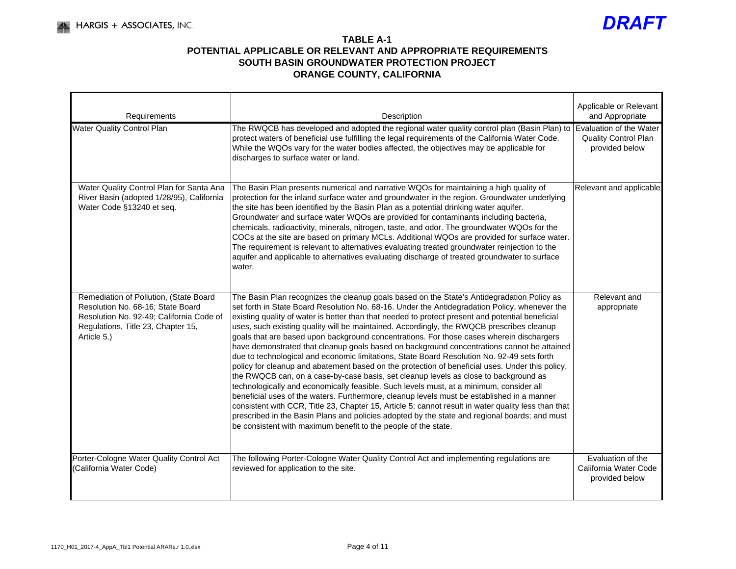*DRAFT*

**TABLE A-1**
**POTENTIAL APPLICABLE OR RELEVANT AND APPROPRIATE REQUIREMENTS**
**SOUTH BASIN GROUNDWATER PROTECTION PROJECT**
**ORANGE COUNTY, CALIFORNIA**

| Requirements | Description | Applicable or Relevant and Appropriate |
|---|---|---|
| Water Quality Control Plan | The RWQCB has developed and adopted the regional water quality control plan (Basin Plan) to protect waters of beneficial use fulfilling the legal requirements of the California Water Code. While the WQOs vary for the water bodies affected, the objectives may be applicable for discharges to surface water or land. | Evaluation of the Water Quality Control Plan provided below |
| Water Quality Control Plan for Santa Ana River Basin (adopted 1/28/95), California Water Code §13240 et seq. | The Basin Plan presents numerical and narrative WQOs for maintaining a high quality of protection for the inland surface water and groundwater in the region. Groundwater underlying the site has been identified by the Basin Plan as a potential drinking water aquifer. Groundwater and surface water WQOs are provided for contaminants including bacteria, chemicals, radioactivity, minerals, nitrogen, taste, and odor. The groundwater WQOs for the COCs at the site are based on primary MCLs. Additional WQOs are provided for surface water. The requirement is relevant to alternatives evaluating treated groundwater reinjection to the aquifer and applicable to alternatives evaluating discharge of treated groundwater to surface water. | Relevant and applicable |
| Remediation of Pollution, (State Board Resolution No. 68-16; State Board Resolution No. 92-49; California Code of Regulations, Title 23, Chapter 15, Article 5.) | The Basin Plan recognizes the cleanup goals based on the State's Antidegradation Policy as set forth in State Board Resolution No. 68-16. Under the Antidegradation Policy, whenever the existing quality of water is better than that needed to protect present and potential beneficial uses, such existing quality will be maintained. Accordingly, the RWQCB prescribes cleanup goals that are based upon background concentrations. For those cases wherein dischargers have demonstrated that cleanup goals based on background concentrations cannot be attained due to technological and economic limitations, State Board Resolution No. 92-49 sets forth policy for cleanup and abatement based on the protection of beneficial uses. Under this policy, the RWQCB can, on a case-by-case basis, set cleanup levels as close to background as technologically and economically feasible. Such levels must, at a minimum, consider all beneficial uses of the waters. Furthermore, cleanup levels must be established in a manner consistent with CCR, Title 23, Chapter 15, Article 5; cannot result in water quality less than that prescribed in the Basin Plans and policies adopted by the state and regional boards; and must be consistent with maximum benefit to the people of the state. | Relevant and appropriate |
| Porter-Cologne Water Quality Control Act (California Water Code) | The following Porter-Cologne Water Quality Control Act and implementing regulations are reviewed for application to the site. | Evaluation of the California Water Code provided below |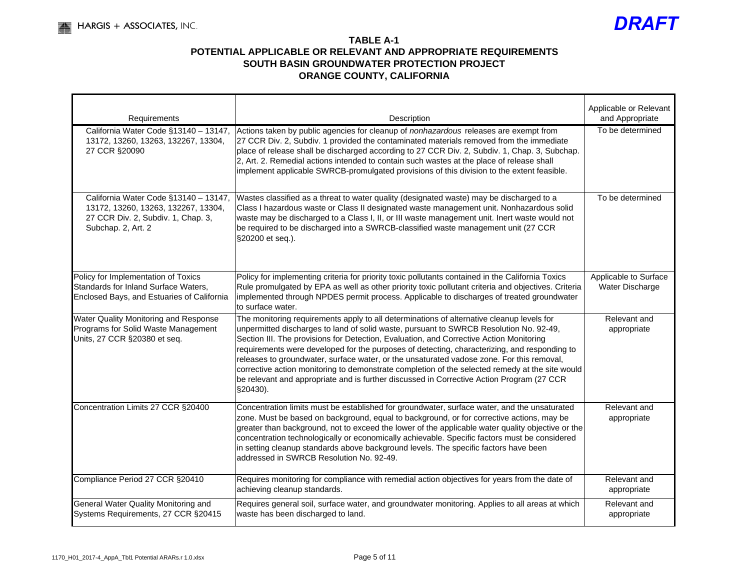**DRAFT**

**TABLE A-1**
**POTENTIAL APPLICABLE OR RELEVANT AND APPROPRIATE REQUIREMENTS**
**SOUTH BASIN GROUNDWATER PROTECTION PROJECT**
**ORANGE COUNTY, CALIFORNIA**

| Requirements | Description | Applicable or Relevant and Appropriate |
|---|---|---|
| California Water Code §13140 – 13147, 13172, 13260, 13263, 132267, 13304, 27 CCR §20090 | Actions taken by public agencies for cleanup of *nonhazardous* releases are exempt from 27 CCR Div. 2, Subdiv. 1 provided the contaminated materials removed from the immediate place of release shall be discharged according to 27 CCR Div. 2, Subdiv. 1, Chap. 3, Subchap. 2, Art. 2. Remedial actions intended to contain such wastes at the place of release shall implement applicable SWRCB-promulgated provisions of this division to the extent feasible. | To be determined |
| California Water Code §13140 – 13147, 13172, 13260, 13263, 132267, 13304, 27 CCR Div. 2, Subdiv. 1, Chap. 3, Subchap. 2, Art. 2 | Wastes classified as a threat to water quality (designated waste) may be discharged to a Class I hazardous waste or Class II designated waste management unit. Nonhazardous solid waste may be discharged to a Class I, II, or III waste management unit. Inert waste would not be required to be discharged into a SWRCB-classified waste management unit (27 CCR §20200 et seq.). | To be determined |
| Policy for Implementation of Toxics Standards for Inland Surface Waters, Enclosed Bays, and Estuaries of California | Policy for implementing criteria for priority toxic pollutants contained in the California Toxics Rule promulgated by EPA as well as other priority toxic pollutant criteria and objectives. Criteria implemented through NPDES permit process. Applicable to discharges of treated groundwater to surface water. | Applicable to Surface Water Discharge |
| Water Quality Monitoring and Response Programs for Solid Waste Management Units, 27 CCR §20380 et seq. | The monitoring requirements apply to all determinations of alternative cleanup levels for unpermitted discharges to land of solid waste, pursuant to SWRCB Resolution No. 92-49, Section III. The provisions for Detection, Evaluation, and Corrective Action Monitoring requirements were developed for the purposes of detecting, characterizing, and responding to releases to groundwater, surface water, or the unsaturated vadose zone. For this removal, corrective action monitoring to demonstrate completion of the selected remedy at the site would be relevant and appropriate and is further discussed in Corrective Action Program (27 CCR §20430). | Relevant and appropriate |
| Concentration Limits 27 CCR §20400 | Concentration limits must be established for groundwater, surface water, and the unsaturated zone. Must be based on background, equal to background, or for corrective actions, may be greater than background, not to exceed the lower of the applicable water quality objective or the concentration technologically or economically achievable. Specific factors must be considered in setting cleanup standards above background levels. The specific factors have been addressed in SWRCB Resolution No. 92-49. | Relevant and appropriate |
| Compliance Period 27 CCR §20410 | Requires monitoring for compliance with remedial action objectives for years from the date of achieving cleanup standards. | Relevant and appropriate |
| General Water Quality Monitoring and Systems Requirements, 27 CCR §20415 | Requires general soil, surface water, and groundwater monitoring. Applies to all areas at which waste has been discharged to land. | Relevant and appropriate |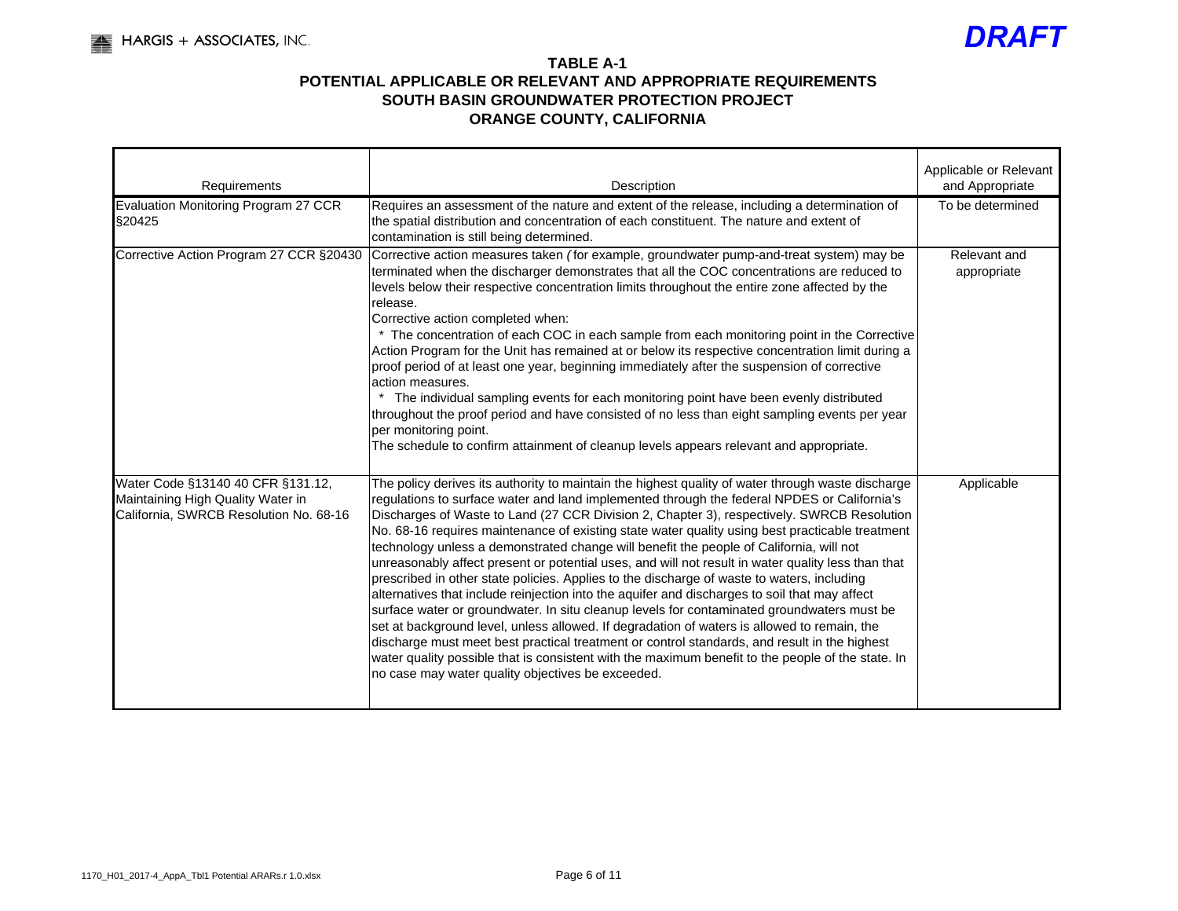*DRAFT*

**TABLE A-1**
**POTENTIAL APPLICABLE OR RELEVANT AND APPROPRIATE REQUIREMENTS**
**SOUTH BASIN GROUNDWATER PROTECTION PROJECT**
**ORANGE COUNTY, CALIFORNIA**

| Requirements | Description | Applicable or Relevant and Appropriate |
|---|---|---|
| Evaluation Monitoring Program 27 CCR §20425 | Requires an assessment of the nature and extent of the release, including a determination of the spatial distribution and concentration of each constituent. The nature and extent of contamination is still being determined. | To be determined |
| Corrective Action Program 27 CCR §20430 | Corrective action measures taken *(*for example, groundwater pump-and-treat system) may be terminated when the discharger demonstrates that all the COC concentrations are reduced to levels below their respective concentration limits throughout the entire zone affected by the release.<br>Corrective action completed when:<br>* The concentration of each COC in each sample from each monitoring point in the Corrective Action Program for the Unit has remained at or below its respective concentration limit during a proof period of at least one year, beginning immediately after the suspension of corrective action measures.<br>* The individual sampling events for each monitoring point have been evenly distributed throughout the proof period and have consisted of no less than eight sampling events per year per monitoring point.<br>The schedule to confirm attainment of cleanup levels appears relevant and appropriate. | Relevant and appropriate |
| Water Code §13140 40 CFR §131.12, Maintaining High Quality Water in California, SWRCB Resolution No. 68-16 | The policy derives its authority to maintain the highest quality of water through waste discharge regulations to surface water and land implemented through the federal NPDES or California's Discharges of Waste to Land (27 CCR Division 2, Chapter 3), respectively. SWRCB Resolution No. 68-16 requires maintenance of existing state water quality using best practicable treatment technology unless a demonstrated change will benefit the people of California, will not unreasonably affect present or potential uses, and will not result in water quality less than that prescribed in other state policies. Applies to the discharge of waste to waters, including alternatives that include reinjection into the aquifer and discharges to soil that may affect surface water or groundwater. In situ cleanup levels for contaminated groundwaters must be set at background level, unless allowed. If degradation of waters is allowed to remain, the discharge must meet best practical treatment or control standards, and result in the highest water quality possible that is consistent with the maximum benefit to the people of the state. In no case may water quality objectives be exceeded. | Applicable |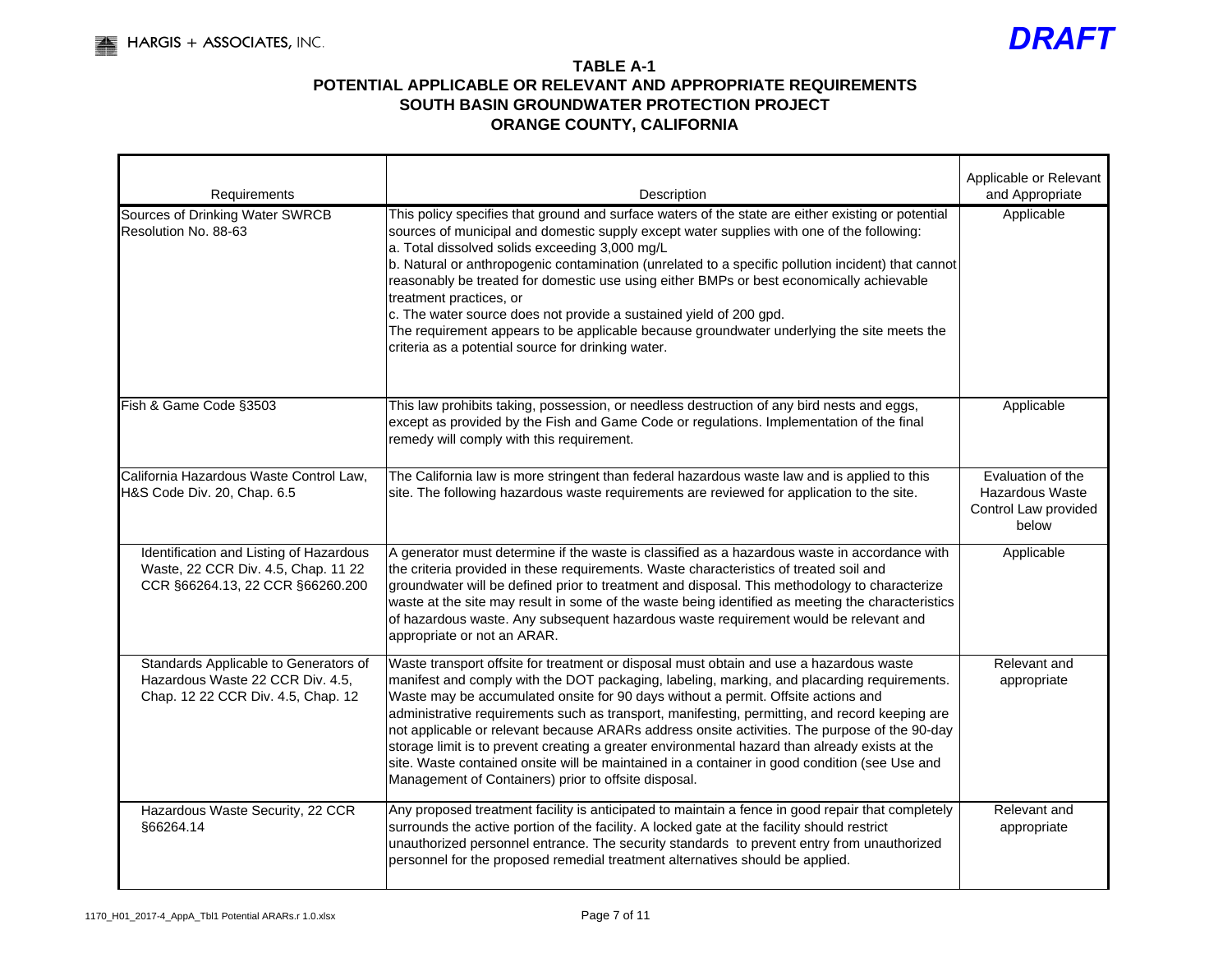*DRAFT*

**TABLE A-1**
**POTENTIAL APPLICABLE OR RELEVANT AND APPROPRIATE REQUIREMENTS**
**SOUTH BASIN GROUNDWATER PROTECTION PROJECT**
**ORANGE COUNTY, CALIFORNIA**

| Requirements | Description | Applicable or Relevant and Appropriate |
|---|---|---|
| Sources of Drinking Water SWRCB Resolution No. 88-63 | This policy specifies that ground and surface waters of the state are either existing or potential sources of municipal and domestic supply except water supplies with one of the following:<br>a. Total dissolved solids exceeding 3,000 mg/L<br>b. Natural or anthropogenic contamination (unrelated to a specific pollution incident) that cannot reasonably be treated for domestic use using either BMPs or best economically achievable treatment practices, or<br>c. The water source does not provide a sustained yield of 200 gpd.<br>The requirement appears to be applicable because groundwater underlying the site meets the criteria as a potential source for drinking water. | Applicable |
| Fish & Game Code §3503 | This law prohibits taking, possession, or needless destruction of any bird nests and eggs, except as provided by the Fish and Game Code or regulations. Implementation of the final remedy will comply with this requirement. | Applicable |
| California Hazardous Waste Control Law, H&S Code Div. 20, Chap. 6.5 | The California law is more stringent than federal hazardous waste law and is applied to this site. The following hazardous waste requirements are reviewed for application to the site. | Evaluation of the Hazardous Waste Control Law provided below |
| Identification and Listing of Hazardous Waste, 22 CCR Div. 4.5, Chap. 11 22 CCR §66264.13, 22 CCR §66260.200 | A generator must determine if the waste is classified as a hazardous waste in accordance with the criteria provided in these requirements. Waste characteristics of treated soil and groundwater will be defined prior to treatment and disposal. This methodology to characterize waste at the site may result in some of the waste being identified as meeting the characteristics of hazardous waste. Any subsequent hazardous waste requirement would be relevant and appropriate or not an ARAR. | Applicable |
| Standards Applicable to Generators of Hazardous Waste 22 CCR Div. 4.5, Chap. 12 22 CCR Div. 4.5, Chap. 12 | Waste transport offsite for treatment or disposal must obtain and use a hazardous waste manifest and comply with the DOT packaging, labeling, marking, and placarding requirements. Waste may be accumulated onsite for 90 days without a permit. Offsite actions and administrative requirements such as transport, manifesting, permitting, and record keeping are not applicable or relevant because ARARs address onsite activities. The purpose of the 90-day storage limit is to prevent creating a greater environmental hazard than already exists at the site. Waste contained onsite will be maintained in a container in good condition (see Use and Management of Containers) prior to offsite disposal. | Relevant and appropriate |
| Hazardous Waste Security, 22 CCR §66264.14 | Any proposed treatment facility is anticipated to maintain a fence in good repair that completely surrounds the active portion of the facility. A locked gate at the facility should restrict unauthorized personnel entrance. The security standards to prevent entry from unauthorized personnel for the proposed remedial treatment alternatives should be applied. | Relevant and appropriate |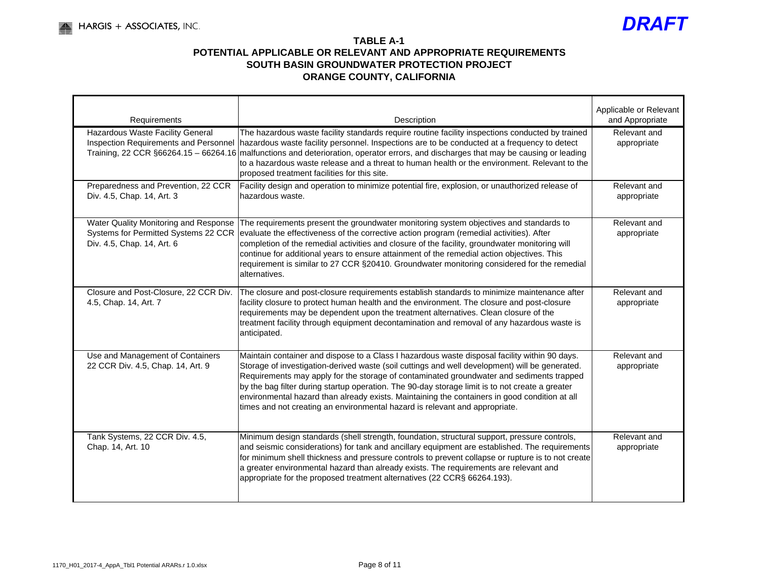*DRAFT*

**TABLE A-1**
**POTENTIAL APPLICABLE OR RELEVANT AND APPROPRIATE REQUIREMENTS**
**SOUTH BASIN GROUNDWATER PROTECTION PROJECT**
**ORANGE COUNTY, CALIFORNIA**

| Requirements | Description | Applicable or Relevant and Appropriate |
|---|---|---|
| Hazardous Waste Facility General Inspection Requirements and Personnel Training, 22 CCR §66264.15 – 66264.16 | The hazardous waste facility standards require routine facility inspections conducted by trained hazardous waste facility personnel. Inspections are to be conducted at a frequency to detect malfunctions and deterioration, operator errors, and discharges that may be causing or leading to a hazardous waste release and a threat to human health or the environment. Relevant to the proposed treatment facilities for this site. | Relevant and appropriate |
| Preparedness and Prevention, 22 CCR Div. 4.5, Chap. 14, Art. 3 | Facility design and operation to minimize potential fire, explosion, or unauthorized release of hazardous waste. | Relevant and appropriate |
| Water Quality Monitoring and Response Systems for Permitted Systems 22 CCR Div. 4.5, Chap. 14, Art. 6 | The requirements present the groundwater monitoring system objectives and standards to evaluate the effectiveness of the corrective action program (remedial activities). After completion of the remedial activities and closure of the facility, groundwater monitoring will continue for additional years to ensure attainment of the remedial action objectives. This requirement is similar to 27 CCR §20410. Groundwater monitoring considered for the remedial alternatives. | Relevant and appropriate |
| Closure and Post-Closure, 22 CCR Div. 4.5, Chap. 14, Art. 7 | The closure and post-closure requirements establish standards to minimize maintenance after facility closure to protect human health and the environment. The closure and post-closure requirements may be dependent upon the treatment alternatives. Clean closure of the treatment facility through equipment decontamination and removal of any hazardous waste is anticipated. | Relevant and appropriate |
| Use and Management of Containers 22 CCR Div. 4.5, Chap. 14, Art. 9 | Maintain container and dispose to a Class I hazardous waste disposal facility within 90 days. Storage of investigation-derived waste (soil cuttings and well development) will be generated. Requirements may apply for the storage of contaminated groundwater and sediments trapped by the bag filter during startup operation. The 90-day storage limit is to not create a greater environmental hazard than already exists. Maintaining the containers in good condition at all times and not creating an environmental hazard is relevant and appropriate. | Relevant and appropriate |
| Tank Systems, 22 CCR Div. 4.5, Chap. 14, Art. 10 | Minimum design standards (shell strength, foundation, structural support, pressure controls, and seismic considerations) for tank and ancillary equipment are established. The requirements for minimum shell thickness and pressure controls to prevent collapse or rupture is to not create a greater environmental hazard than already exists. The requirements are relevant and appropriate for the proposed treatment alternatives (22 CCR§ 66264.193). | Relevant and appropriate |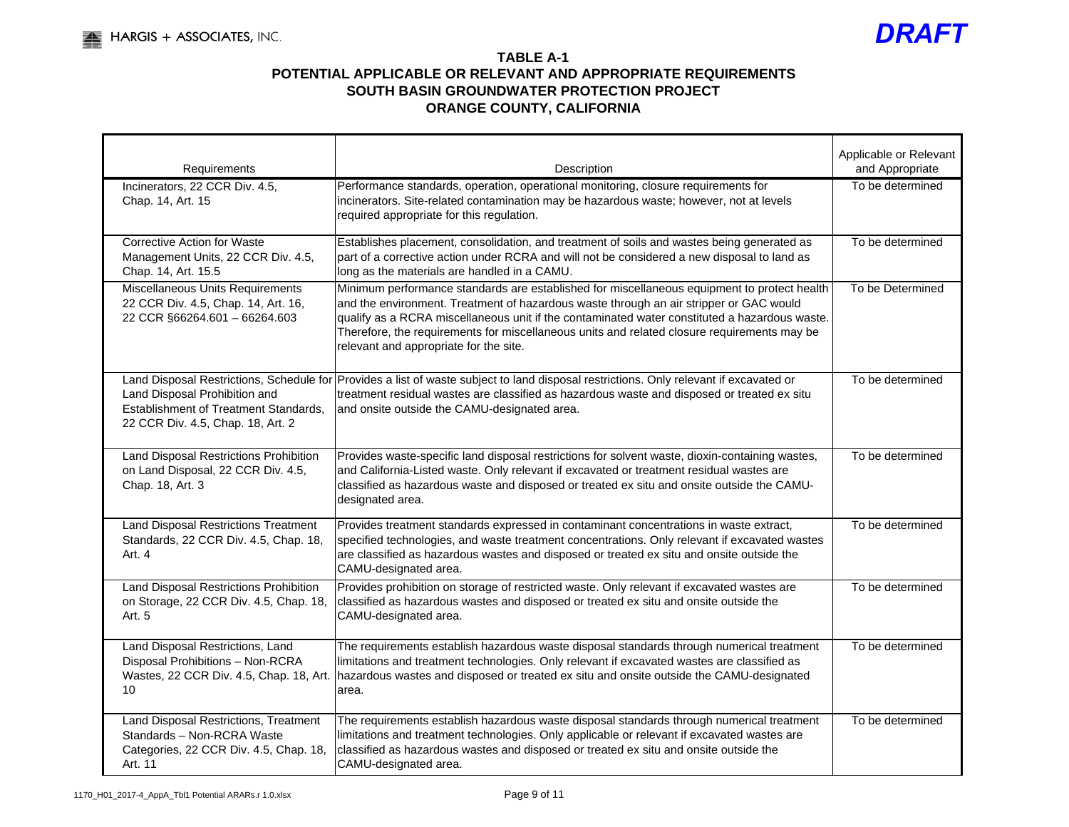*DRAFT*

# TABLE A-1
## POTENTIAL APPLICABLE OR RELEVANT AND APPROPRIATE REQUIREMENTS
## SOUTH BASIN GROUNDWATER PROTECTION PROJECT
## ORANGE COUNTY, CALIFORNIA

| Requirements | Description | Applicable or Relevant and Appropriate |
|---|---|---|
| Incinerators, 22 CCR Div. 4.5, Chap. 14, Art. 15 | Performance standards, operation, operational monitoring, closure requirements for incinerators. Site-related contamination may be hazardous waste; however, not at levels required appropriate for this regulation. | To be determined |
| Corrective Action for Waste Management Units, 22 CCR Div. 4.5, Chap. 14, Art. 15.5 | Establishes placement, consolidation, and treatment of soils and wastes being generated as part of a corrective action under RCRA and will not be considered a new disposal to land as long as the materials are handled in a CAMU. | To be determined |
| Miscellaneous Units Requirements 22 CCR Div. 4.5, Chap. 14, Art. 16, 22 CCR §66264.601 – 66264.603 | Minimum performance standards are established for miscellaneous equipment to protect health and the environment. Treatment of hazardous waste through an air stripper or GAC would qualify as a RCRA miscellaneous unit if the contaminated water constituted a hazardous waste. Therefore, the requirements for miscellaneous units and related closure requirements may be relevant and appropriate for the site. | To be Determined |
| Land Disposal Restrictions, Schedule for Land Disposal Prohibition and Establishment of Treatment Standards, 22 CCR Div. 4.5, Chap. 18, Art. 2 | Provides a list of waste subject to land disposal restrictions. Only relevant if excavated or treatment residual wastes are classified as hazardous waste and disposed or treated ex situ and onsite outside the CAMU-designated area. | To be determined |
| Land Disposal Restrictions Prohibition on Land Disposal, 22 CCR Div. 4.5, Chap. 18, Art. 3 | Provides waste-specific land disposal restrictions for solvent waste, dioxin-containing wastes, and California-Listed waste. Only relevant if excavated or treatment residual wastes are classified as hazardous waste and disposed or treated ex situ and onsite outside the CAMU-designated area. | To be determined |
| Land Disposal Restrictions Treatment Standards, 22 CCR Div. 4.5, Chap. 18, Art. 4 | Provides treatment standards expressed in contaminant concentrations in waste extract, specified technologies, and waste treatment concentrations. Only relevant if excavated wastes are classified as hazardous wastes and disposed or treated ex situ and onsite outside the CAMU-designated area. | To be determined |
| Land Disposal Restrictions Prohibition on Storage, 22 CCR Div. 4.5, Chap. 18, Art. 5 | Provides prohibition on storage of restricted waste. Only relevant if excavated wastes are classified as hazardous wastes and disposed or treated ex situ and onsite outside the CAMU-designated area. | To be determined |
| Land Disposal Restrictions, Land Disposal Prohibitions – Non-RCRA Wastes, 22 CCR Div. 4.5, Chap. 18, Art. 10 | The requirements establish hazardous waste disposal standards through numerical treatment limitations and treatment technologies. Only relevant if excavated wastes are classified as hazardous wastes and disposed or treated ex situ and onsite outside the CAMU-designated area. | To be determined |
| Land Disposal Restrictions, Treatment Standards – Non-RCRA Waste Categories, 22 CCR Div. 4.5, Chap. 18, Art. 11 | The requirements establish hazardous waste disposal standards through numerical treatment limitations and treatment technologies. Only applicable or relevant if excavated wastes are classified as hazardous wastes and disposed or treated ex situ and onsite outside the CAMU-designated area. | To be determined |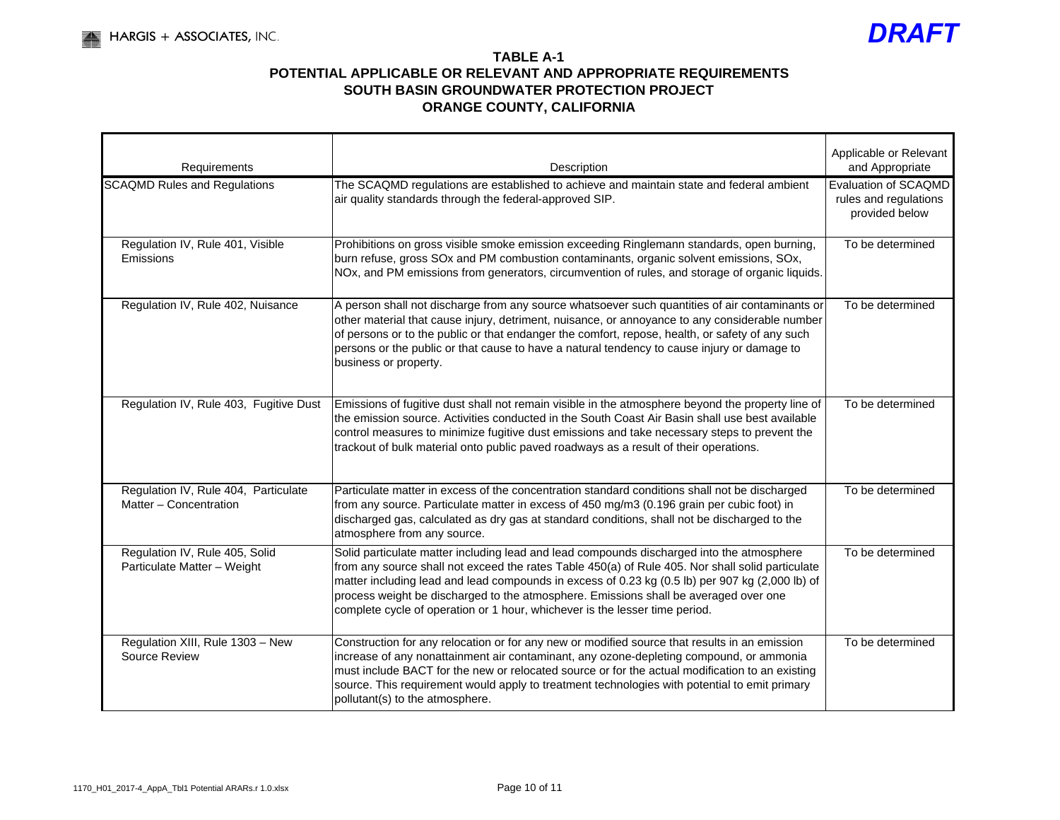**DRAFT**

# TABLE A-1
## POTENTIAL APPLICABLE OR RELEVANT AND APPROPRIATE REQUIREMENTS
## SOUTH BASIN GROUNDWATER PROTECTION PROJECT
## ORANGE COUNTY, CALIFORNIA

| Requirements | Description | Applicable or Relevant and Appropriate |
|---|---|---|
| SCAQMD Rules and Regulations | The SCAQMD regulations are established to achieve and maintain state and federal ambient air quality standards through the federal-approved SIP. | Evaluation of SCAQMD rules and regulations provided below |
| Regulation IV, Rule 401, Visible Emissions | Prohibitions on gross visible smoke emission exceeding Ringlemann standards, open burning, burn refuse, gross SOx and PM combustion contaminants, organic solvent emissions, SOx, NOx, and PM emissions from generators, circumvention of rules, and storage of organic liquids. | To be determined |
| Regulation IV, Rule 402, Nuisance | A person shall not discharge from any source whatsoever such quantities of air contaminants or other material that cause injury, detriment, nuisance, or annoyance to any considerable number of persons or to the public or that endanger the comfort, repose, health, or safety of any such persons or the public or that cause to have a natural tendency to cause injury or damage to business or property. | To be determined |
| Regulation IV, Rule 403, Fugitive Dust | Emissions of fugitive dust shall not remain visible in the atmosphere beyond the property line of the emission source. Activities conducted in the South Coast Air Basin shall use best available control measures to minimize fugitive dust emissions and take necessary steps to prevent the trackout of bulk material onto public paved roadways as a result of their operations. | To be determined |
| Regulation IV, Rule 404, Particulate Matter – Concentration | Particulate matter in excess of the concentration standard conditions shall not be discharged from any source. Particulate matter in excess of 450 mg/m3 (0.196 grain per cubic foot) in discharged gas, calculated as dry gas at standard conditions, shall not be discharged to the atmosphere from any source. | To be determined |
| Regulation IV, Rule 405, Solid Particulate Matter – Weight | Solid particulate matter including lead and lead compounds discharged into the atmosphere from any source shall not exceed the rates Table 450(a) of Rule 405. Nor shall solid particulate matter including lead and lead compounds in excess of 0.23 kg (0.5 lb) per 907 kg (2,000 lb) of process weight be discharged to the atmosphere. Emissions shall be averaged over one complete cycle of operation or 1 hour, whichever is the lesser time period. | To be determined |
| Regulation XIII, Rule 1303 – New Source Review | Construction for any relocation or for any new or modified source that results in an emission increase of any nonattainment air contaminant, any ozone-depleting compound, or ammonia must include BACT for the new or relocated source or for the actual modification to an existing source. This requirement would apply to treatment technologies with potential to emit primary pollutant(s) to the atmosphere. | To be determined |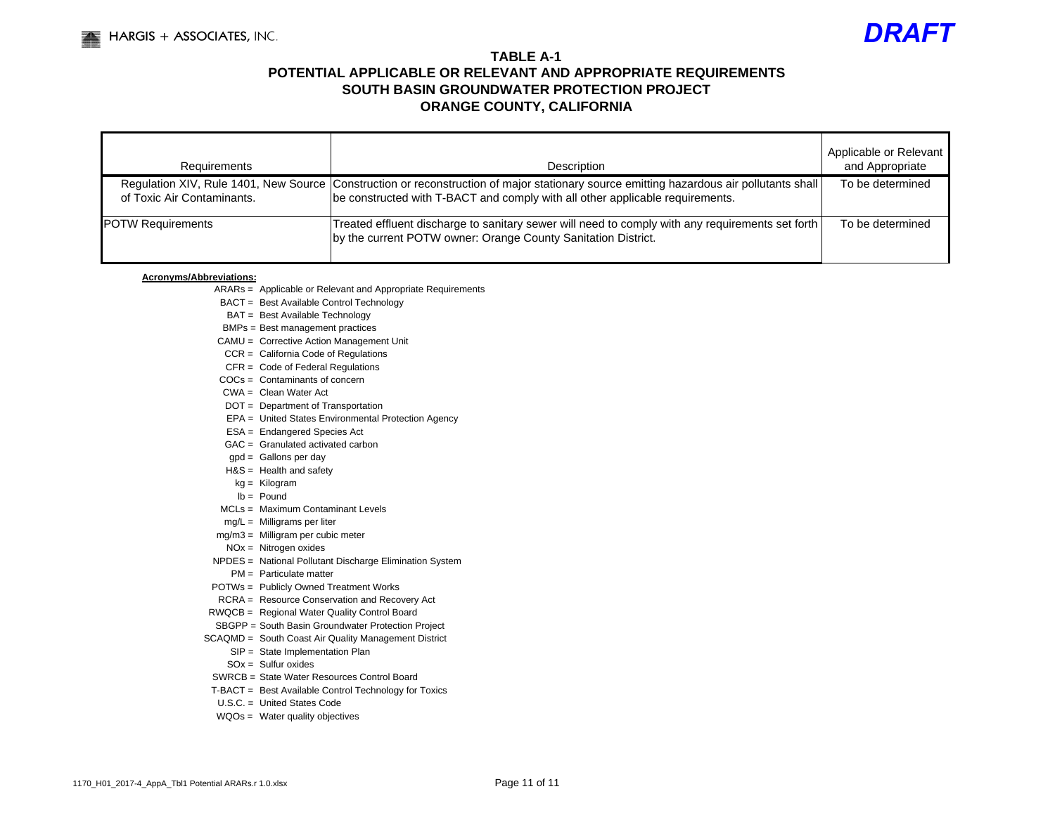**DRAFT**

# TABLE A-1
## POTENTIAL APPLICABLE OR RELEVANT AND APPROPRIATE REQUIREMENTS
## SOUTH BASIN GROUNDWATER PROTECTION PROJECT
## ORANGE COUNTY, CALIFORNIA

| Requirements | Description | Applicable or Relevant and Appropriate |
|---|---|---|
| Regulation XIV, Rule 1401, New Source of Toxic Air Contaminants. | Construction or reconstruction of major stationary source emitting hazardous air pollutants shall be constructed with T-BACT and comply with all other applicable requirements. | To be determined |
| POTW Requirements | Treated effluent discharge to sanitary sewer will need to comply with any requirements set forth by the current POTW owner: Orange County Sanitation District. | To be determined |

**Acronyms/Abbreviations:**

ARARs = Applicable or Relevant and Appropriate Requirements
BACT = Best Available Control Technology
BAT = Best Available Technology
BMPs = Best management practices
CAMU = Corrective Action Management Unit
CCR = California Code of Regulations
CFR = Code of Federal Regulations
COCs = Contaminants of concern
CWA = Clean Water Act
DOT = Department of Transportation
EPA = United States Environmental Protection Agency
ESA = Endangered Species Act
GAC = Granulated activated carbon
gpd = Gallons per day
H&S = Health and safety
kg = Kilogram
lb = Pound
MCLs = Maximum Contaminant Levels
mg/L = Milligrams per liter
mg/m3 = Milligram per cubic meter
NOx = Nitrogen oxides
NPDES = National Pollutant Discharge Elimination System
PM = Particulate matter
POTWs = Publicly Owned Treatment Works
RCRA = Resource Conservation and Recovery Act
RWQCB = Regional Water Quality Control Board
SBGPP = South Basin Groundwater Protection Project
SCAQMD = South Coast Air Quality Management District
SIP = State Implementation Plan
SOx = Sulfur oxides
SWRCB = State Water Resources Control Board
T-BACT = Best Available Control Technology for Toxics
U.S.C. = United States Code
WQOs = Water quality objectives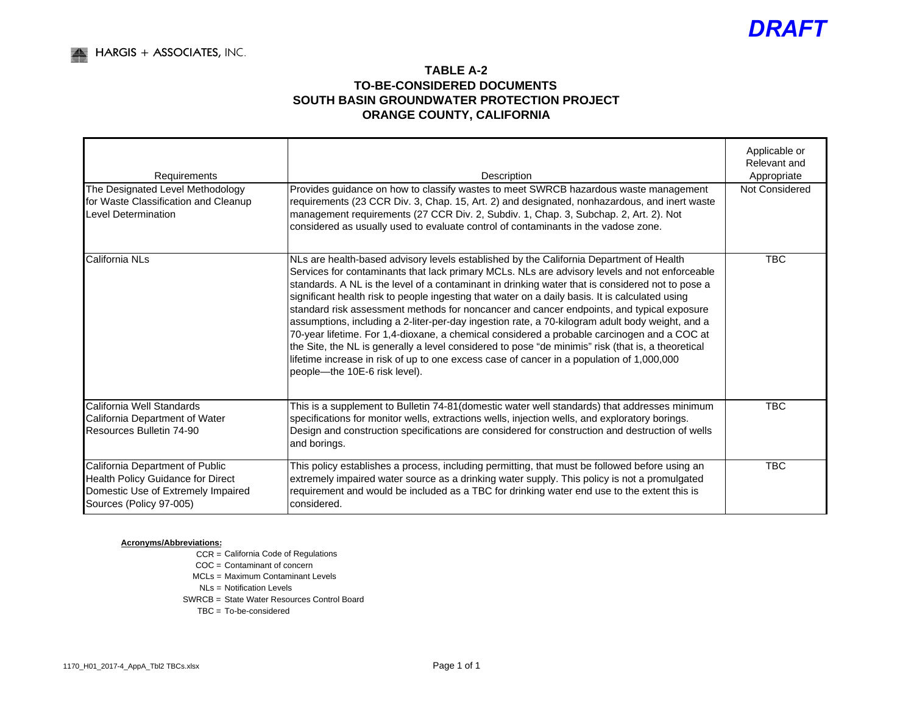*DRAFT*

HARGIS + ASSOCIATES, INC.

# TABLE A-2
# TO-BE-CONSIDERED DOCUMENTS
# SOUTH BASIN GROUNDWATER PROTECTION PROJECT
# ORANGE COUNTY, CALIFORNIA

| Requirements | Description | Applicable or Relevant and Appropriate |
|---|---|---|
| The Designated Level Methodology for Waste Classification and Cleanup Level Determination | Provides guidance on how to classify wastes to meet SWRCB hazardous waste management requirements (23 CCR Div. 3, Chap. 15, Art. 2) and designated, nonhazardous, and inert waste management requirements (27 CCR Div. 2, Subdiv. 1, Chap. 3, Subchap. 2, Art. 2). Not considered as usually used to evaluate control of contaminants in the vadose zone. | Not Considered |
| California NLs | NLs are health-based advisory levels established by the California Department of Health Services for contaminants that lack primary MCLs. NLs are advisory levels and not enforceable standards. A NL is the level of a contaminant in drinking water that is considered not to pose a significant health risk to people ingesting that water on a daily basis. It is calculated using standard risk assessment methods for noncancer and cancer endpoints, and typical exposure assumptions, including a 2-liter-per-day ingestion rate, a 70-kilogram adult body weight, and a 70-year lifetime. For 1,4-dioxane, a chemical considered a probable carcinogen and a COC at the Site, the NL is generally a level considered to pose "de minimis" risk (that is, a theoretical lifetime increase in risk of up to one excess case of cancer in a population of 1,000,000 people—the 10E-6 risk level). | TBC |
| California Well Standards California Department of Water Resources Bulletin 74-90 | This is a supplement to Bulletin 74-81(domestic water well standards) that addresses minimum specifications for monitor wells, extractions wells, injection wells, and exploratory borings. Design and construction specifications are considered for construction and destruction of wells and borings. | TBC |
| California Department of Public Health Policy Guidance for Direct Domestic Use of Extremely Impaired Sources (Policy 97-005) | This policy establishes a process, including permitting, that must be followed before using an extremely impaired water source as a drinking water supply. This policy is not a promulgated requirement and would be included as a TBC for drinking water end use to the extent this is considered. | TBC |

**Acronyms/Abbreviations:**

CCR = California Code of Regulations
COC = Contaminant of concern
MCLs = Maximum Contaminant Levels
NLs = Notification Levels
SWRCB = State Water Resources Control Board
TBC = To-be-considered

1170_H01_2017-4_AppA_Tbl2 TBCs.xlsx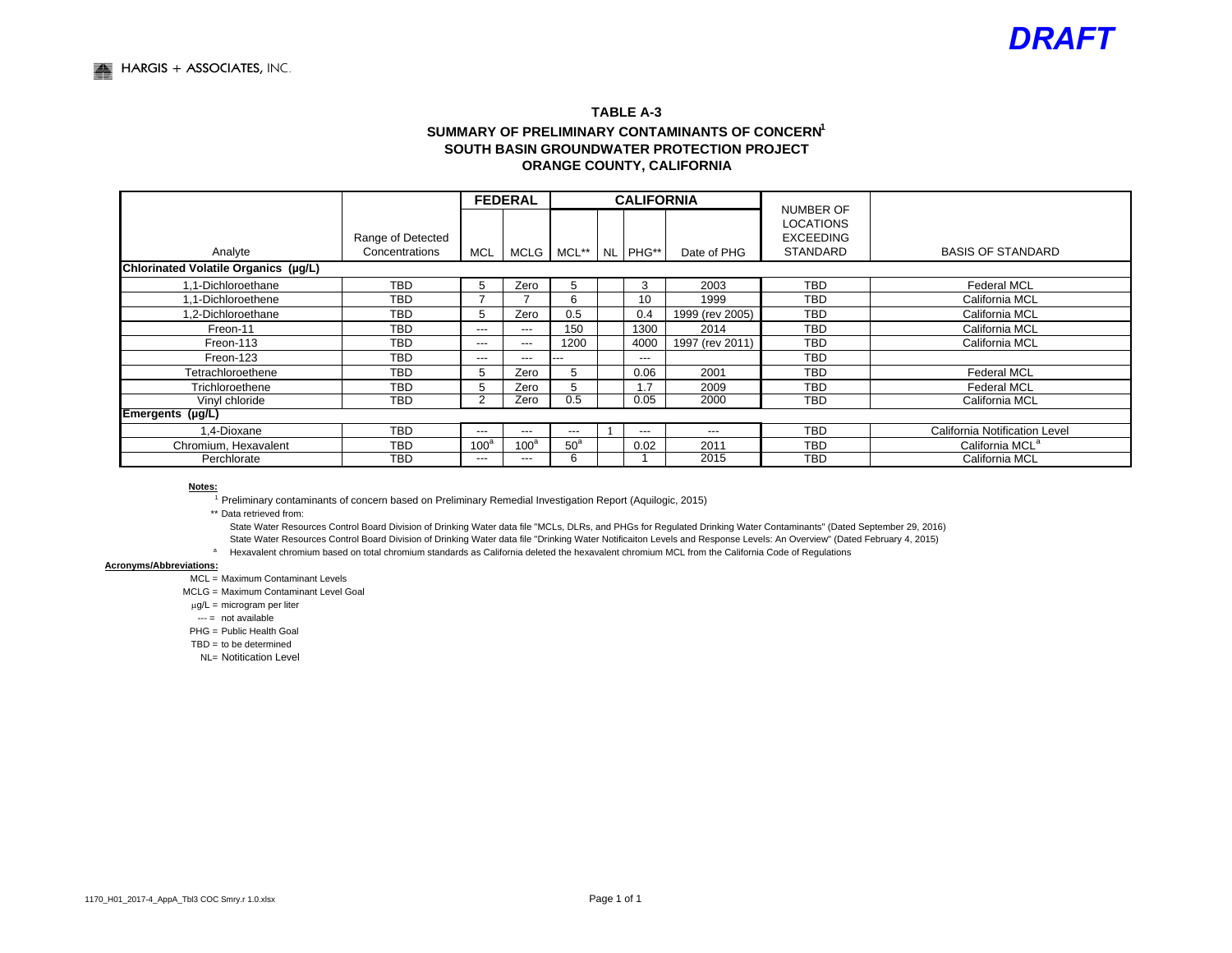*DRAFT*

HARGIS + ASSOCIATES, INC.

**TABLE A-3**
**SUMMARY OF PRELIMINARY CONTAMINANTS OF CONCERN[1]**
**SOUTH BASIN GROUNDWATER PROTECTION PROJECT**
**ORANGE COUNTY, CALIFORNIA**

| | | FEDERAL | | CALIFORNIA | | | | | |
|---|---|---|---|---|---|---|---|---|---|
| Analyte | Range of Detected Concentrations | MCL | MCLG | MCL** | NL | PHG** | Date of PHG | NUMBER OF LOCATIONS EXCEEDING STANDARD | BASIS OF STANDARD |
| **Chlorinated Volatile Organics (μg/L)** | | | | | | | | | |
| 1,1-Dichloroethane | TBD | 5 | Zero | 5 | | 3 | 2003 | TBD | Federal MCL |
| 1,1-Dichloroethene | TBD | 7 | 7 | 6 | | 10 | 1999 | TBD | California MCL |
| 1,2-Dichloroethane | TBD | 5 | Zero | 0.5 | | 0.4 | 1999 (rev 2005) | TBD | California MCL |
| Freon-11 | TBD | --- | --- | 150 | | 1300 | 2014 | TBD | California MCL |
| Freon-113 | TBD | --- | --- | 1200 | | 4000 | 1997 (rev 2011) | TBD | California MCL |
| Freon-123 | TBD | --- | --- | --- | | --- | | TBD | |
| Tetrachloroethene | TBD | 5 | Zero | 5 | | 0.06 | 2001 | TBD | Federal MCL |
| Trichloroethene | TBD | 5 | Zero | 5 | | 1.7 | 2009 | TBD | Federal MCL |
| Vinyl chloride | TBD | 2 | Zero | 0.5 | | 0.05 | 2000 | TBD | California MCL |
| **Emergents (μg/L)** | | | | | | | | | |
| 1,4-Dioxane | TBD | --- | --- | --- | 1 | --- | --- | TBD | California Notification Level |
| Chromium, Hexavalent | TBD | 100[a] | 100[a] | 50[a] | | 0.02 | 2011 | TBD | California MCL[a] |
| Perchlorate | TBD | --- | --- | 6 | | 1 | 2015 | TBD | California MCL |

**Notes:**

[1] Preliminary contaminants of concern based on Preliminary Remedial Investigation Report (Aquilogic, 2015)

** Data retrieved from:

State Water Resources Control Board Division of Drinking Water data file "MCLs, DLRs, and PHGs for Regulated Drinking Water Contaminants" (Dated September 29, 2016)

State Water Resources Control Board Division of Drinking Water data file "Drinking Water Notificaiton Levels and Response Levels: An Overview" (Dated February 4, 2015)

[a] Hexavalent chromium based on total chromium standards as California deleted the hexavalent chromium MCL from the California Code of Regulations

**Acronyms/Abbreviations:**

MCL = Maximum Contaminant Levels

MCLG = Maximum Contaminant Level Goal

μg/L = microgram per liter

--- = not available

PHG = Public Health Goal

TBD = to be determined

NL= Notitication Level

1170_H01_2017-4_AppA_Tbl3 COC Smry.r 1.0.xlsx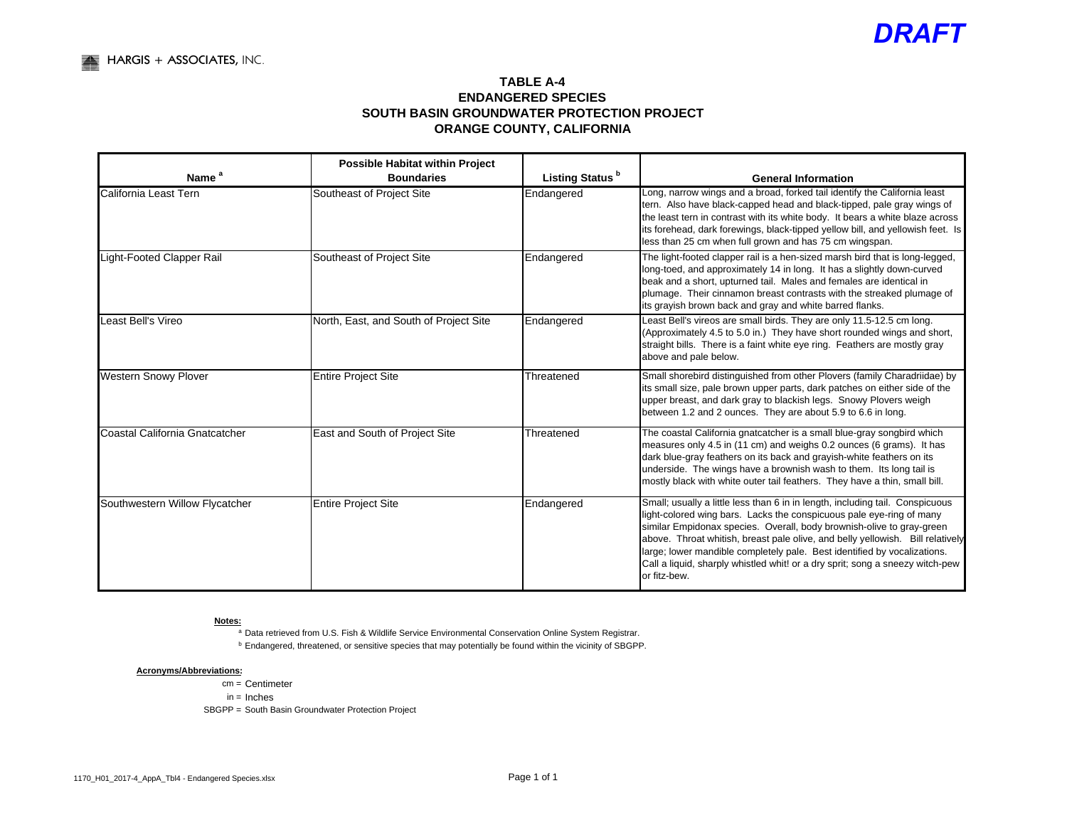*DRAFT*

HARGIS + ASSOCIATES, INC.

# TABLE A-4
## ENDANGERED SPECIES
## SOUTH BASIN GROUNDWATER PROTECTION PROJECT
## ORANGE COUNTY, CALIFORNIA

| Name [a] | Possible Habitat within Project Boundaries | Listing Status [b] | General Information |
|---|---|---|---|
| California Least Tern | Southeast of Project Site | Endangered | Long, narrow wings and a broad, forked tail identify the California least tern. Also have black-capped head and black-tipped, pale gray wings of the least tern in contrast with its white body. It bears a white blaze across its forehead, dark forewings, black-tipped yellow bill, and yellowish feet. Is less than 25 cm when full grown and has 75 cm wingspan. |
| Light-Footed Clapper Rail | Southeast of Project Site | Endangered | The light-footed clapper rail is a hen-sized marsh bird that is long-legged, long-toed, and approximately 14 in long. It has a slightly down-curved beak and a short, upturned tail. Males and females are identical in plumage. Their cinnamon breast contrasts with the streaked plumage of its grayish brown back and gray and white barred flanks. |
| Least Bell's Vireo | North, East, and South of Project Site | Endangered | Least Bell's vireos are small birds. They are only 11.5-12.5 cm long. (Approximately 4.5 to 5.0 in.) They have short rounded wings and short, straight bills. There is a faint white eye ring. Feathers are mostly gray above and pale below. |
| Western Snowy Plover | Entire Project Site | Threatened | Small shorebird distinguished from other Plovers (family Charadriidae) by its small size, pale brown upper parts, dark patches on either side of the upper breast, and dark gray to blackish legs. Snowy Plovers weigh between 1.2 and 2 ounces. They are about 5.9 to 6.6 in long. |
| Coastal California Gnatcatcher | East and South of Project Site | Threatened | The coastal California gnatcatcher is a small blue-gray songbird which measures only 4.5 in (11 cm) and weighs 0.2 ounces (6 grams). It has dark blue-gray feathers on its back and grayish-white feathers on its underside. The wings have a brownish wash to them. Its long tail is mostly black with white outer tail feathers. They have a thin, small bill. |
| Southwestern Willow Flycatcher | Entire Project Site | Endangered | Small; usually a little less than 6 in in length, including tail. Conspicuous light-colored wing bars. Lacks the conspicuous pale eye-ring of many similar Empidonax species. Overall, body brownish-olive to gray-green above. Throat whitish, breast pale olive, and belly yellowish. Bill relatively large; lower mandible completely pale. Best identified by vocalizations. Call a liquid, sharply whistled whit! or a dry sprit; song a sneezy witch-pew or fitz-bew. |

**Notes:**

[a] Data retrieved from U.S. Fish & Wildlife Service Environmental Conservation Online System Registrar.

[b] Endangered, threatened, or sensitive species that may potentially be found within the vicinity of SBGPP.

**Acronyms/Abbreviations:**

cm = Centimeter

in = Inches

SBGPP = South Basin Groundwater Protection Project

1170_H01_2017-4_AppA_Tbl4 - Endangered Species.xlsx